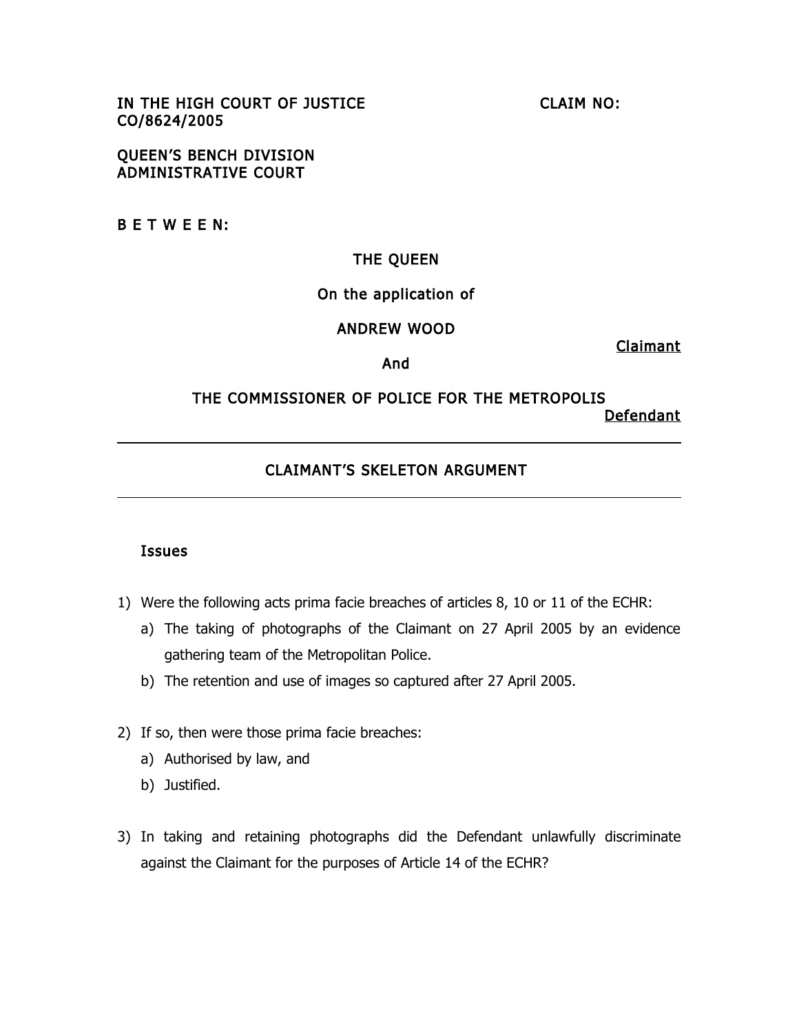**IN THE HIGH COURT OF JUSTICE** **CLAIM NO: CO/8624/2005**

**QUEEN'S BENCH DIVISION**
**ADMINISTRATIVE COURT**

**B E T W E E N:**

**THE QUEEN**

**On the application of**

**ANDREW WOOD**

**Claimant**

**And**

**THE COMMISSIONER OF POLICE FOR THE METROPOLIS**

**Defendant**

---

**CLAIMANT'S SKELETON ARGUMENT**

---

**Issues**

1) Were the following acts prima facie breaches of articles 8, 10 or 11 of the ECHR:
   a) The taking of photographs of the Claimant on 27 April 2005 by an evidence gathering team of the Metropolitan Police.
   b) The retention and use of images so captured after 27 April 2005.

2) If so, then were those prima facie breaches:
   a) Authorised by law, and
   b) Justified.

3) In taking and retaining photographs did the Defendant unlawfully discriminate against the Claimant for the purposes of Article 14 of the ECHR?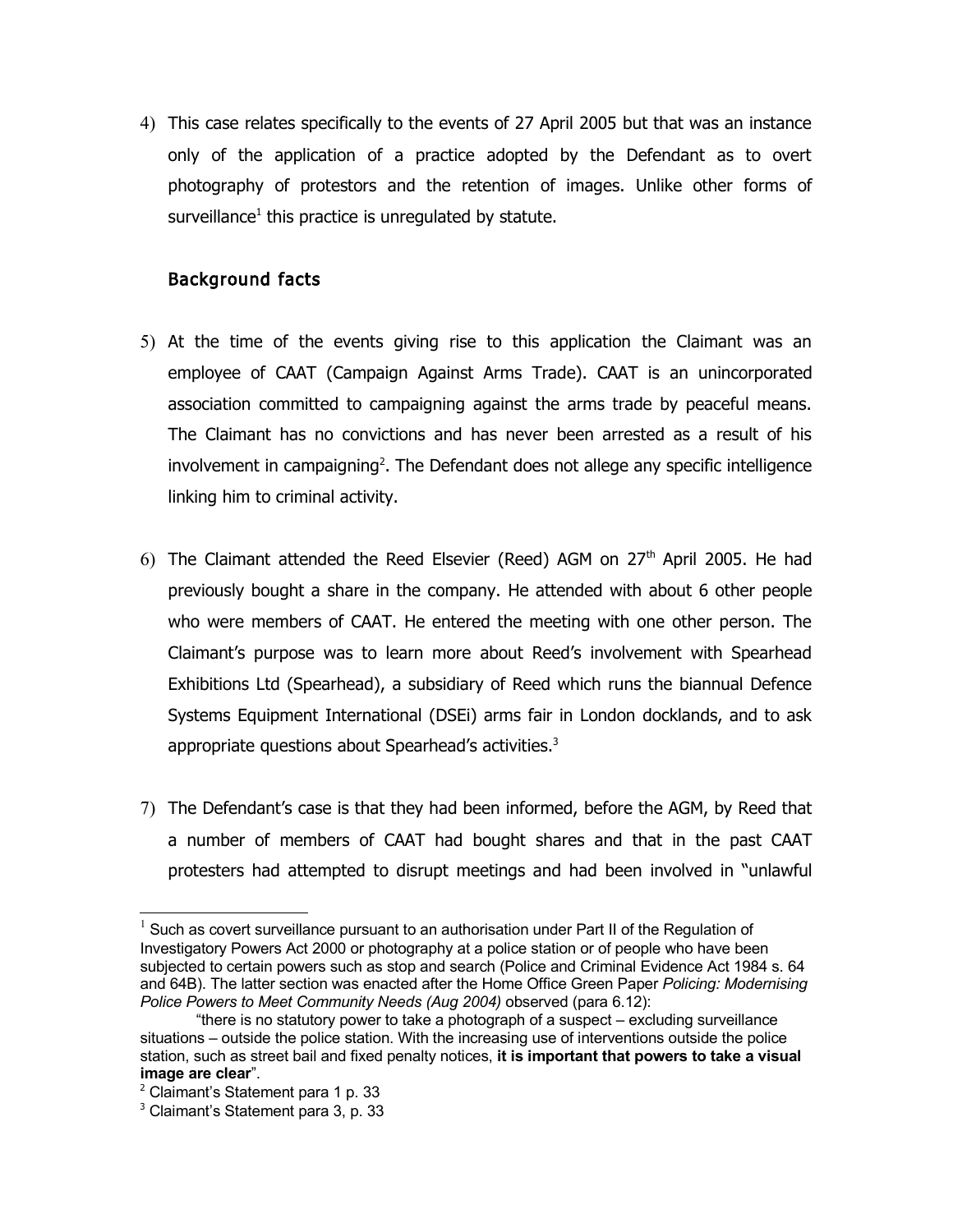4) This case relates specifically to the events of 27 April 2005 but that was an instance only of the application of a practice adopted by the Defendant as to overt photography of protestors and the retention of images. Unlike other forms of surveillance[1] this practice is unregulated by statute.

## Background facts

5) At the time of the events giving rise to this application the Claimant was an employee of CAAT (Campaign Against Arms Trade). CAAT is an unincorporated association committed to campaigning against the arms trade by peaceful means. The Claimant has no convictions and has never been arrested as a result of his involvement in campaigning[2]. The Defendant does not allege any specific intelligence linking him to criminal activity.

6) The Claimant attended the Reed Elsevier (Reed) AGM on 27th April 2005. He had previously bought a share in the company. He attended with about 6 other people who were members of CAAT. He entered the meeting with one other person. The Claimant's purpose was to learn more about Reed's involvement with Spearhead Exhibitions Ltd (Spearhead), a subsidiary of Reed which runs the biannual Defence Systems Equipment International (DSEi) arms fair in London docklands, and to ask appropriate questions about Spearhead's activities.[3]

7) The Defendant's case is that they had been informed, before the AGM, by Reed that a number of members of CAAT had bought shares and that in the past CAAT protesters had attempted to disrupt meetings and had been involved in "unlawful

---

[1] Such as covert surveillance pursuant to an authorisation under Part II of the Regulation of Investigatory Powers Act 2000 or photography at a police station or of people who have been subjected to certain powers such as stop and search (Police and Criminal Evidence Act 1984 s. 64 and 64B). The latter section was enacted after the Home Office Green Paper *Policing: Modernising Police Powers to Meet Community Needs (Aug 2004)* observed (para 6.12):

"there is no statutory power to take a photograph of a suspect – excluding surveillance situations – outside the police station. With the increasing use of interventions outside the police station, such as street bail and fixed penalty notices, **it is important that powers to take a visual image are clear**".

[2] Claimant's Statement para 1 p. 33

[3] Claimant's Statement para 3, p. 33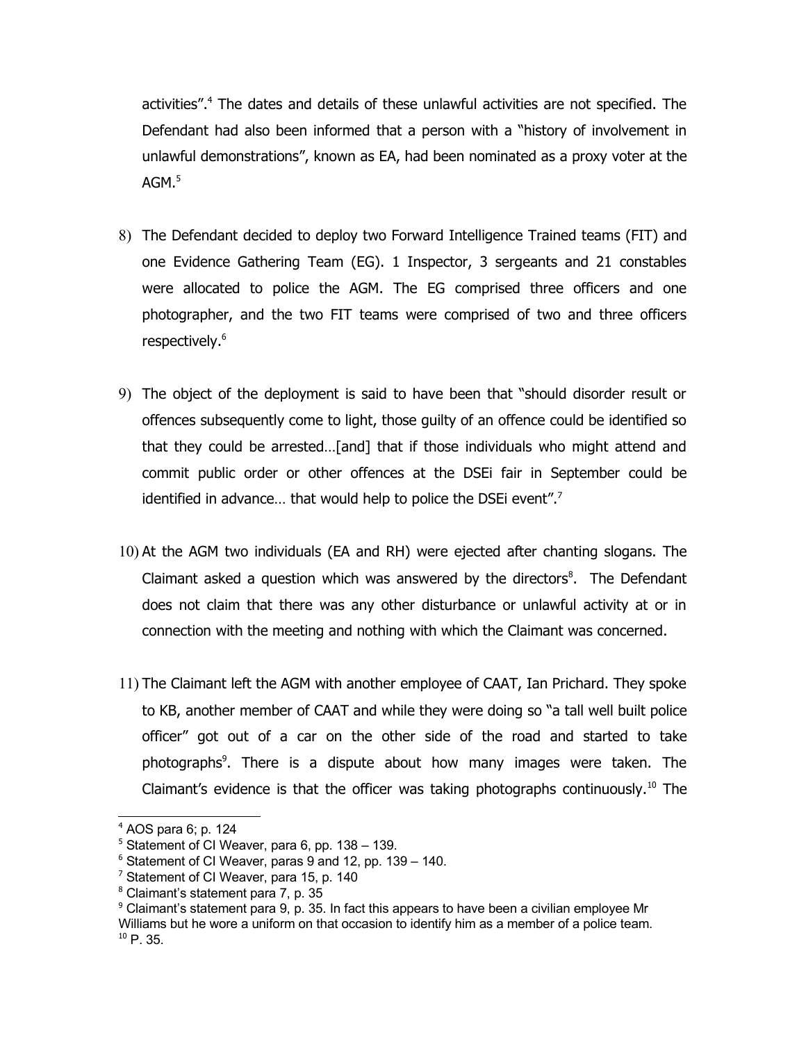activities".[4] The dates and details of these unlawful activities are not specified. The Defendant had also been informed that a person with a "history of involvement in unlawful demonstrations", known as EA, had been nominated as a proxy voter at the AGM.[5]

8) The Defendant decided to deploy two Forward Intelligence Trained teams (FIT) and one Evidence Gathering Team (EG). 1 Inspector, 3 sergeants and 21 constables were allocated to police the AGM. The EG comprised three officers and one photographer, and the two FIT teams were comprised of two and three officers respectively.[6]

9) The object of the deployment is said to have been that "should disorder result or offences subsequently come to light, those guilty of an offence could be identified so that they could be arrested…[and] that if those individuals who might attend and commit public order or other offences at the DSEi fair in September could be identified in advance… that would help to police the DSEi event".[7]

10) At the AGM two individuals (EA and RH) were ejected after chanting slogans. The Claimant asked a question which was answered by the directors[8]. The Defendant does not claim that there was any other disturbance or unlawful activity at or in connection with the meeting and nothing with which the Claimant was concerned.

11) The Claimant left the AGM with another employee of CAAT, Ian Prichard. They spoke to KB, another member of CAAT and while they were doing so "a tall well built police officer" got out of a car on the other side of the road and started to take photographs[9]. There is a dispute about how many images were taken. The Claimant's evidence is that the officer was taking photographs continuously.[10] The

---

[4] AOS para 6; p. 124

[5] Statement of CI Weaver, para 6, pp. 138 – 139.

[6] Statement of CI Weaver, paras 9 and 12, pp. 139 – 140.

[7] Statement of CI Weaver, para 15, p. 140

[8] Claimant's statement para 7, p. 35

[9] Claimant's statement para 9, p. 35. In fact this appears to have been a civilian employee Mr Williams but he wore a uniform on that occasion to identify him as a member of a police team.

[10] P. 35.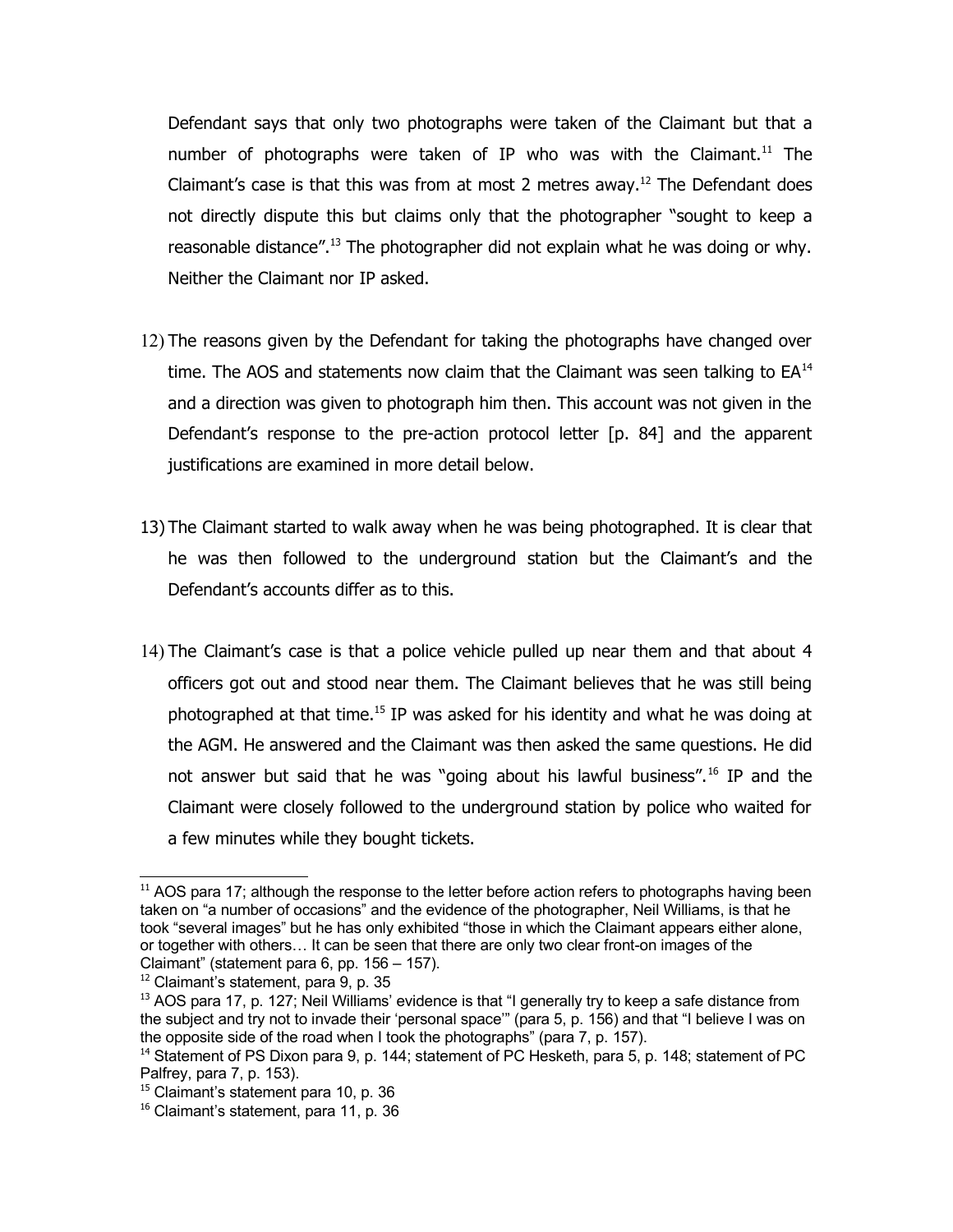Defendant says that only two photographs were taken of the Claimant but that a number of photographs were taken of IP who was with the Claimant.[11] The Claimant's case is that this was from at most 2 metres away.[12] The Defendant does not directly dispute this but claims only that the photographer "sought to keep a reasonable distance".[13] The photographer did not explain what he was doing or why. Neither the Claimant nor IP asked.

12) The reasons given by the Defendant for taking the photographs have changed over time. The AOS and statements now claim that the Claimant was seen talking to EA[14] and a direction was given to photograph him then. This account was not given in the Defendant's response to the pre-action protocol letter [p. 84] and the apparent justifications are examined in more detail below.

13) The Claimant started to walk away when he was being photographed. It is clear that he was then followed to the underground station but the Claimant's and the Defendant's accounts differ as to this.

14) The Claimant's case is that a police vehicle pulled up near them and that about 4 officers got out and stood near them. The Claimant believes that he was still being photographed at that time.[15] IP was asked for his identity and what he was doing at the AGM. He answered and the Claimant was then asked the same questions. He did not answer but said that he was "going about his lawful business".[16] IP and the Claimant were closely followed to the underground station by police who waited for a few minutes while they bought tickets.

---

[11] AOS para 17; although the response to the letter before action refers to photographs having been taken on "a number of occasions" and the evidence of the photographer, Neil Williams, is that he took "several images" but he has only exhibited "those in which the Claimant appears either alone, or together with others… It can be seen that there are only two clear front-on images of the Claimant" (statement para 6, pp. 156 – 157).

[12] Claimant's statement, para 9, p. 35

[13] AOS para 17, p. 127; Neil Williams' evidence is that "I generally try to keep a safe distance from the subject and try not to invade their 'personal space'" (para 5, p. 156) and that "I believe I was on the opposite side of the road when I took the photographs" (para 7, p. 157).

[14] Statement of PS Dixon para 9, p. 144; statement of PC Hesketh, para 5, p. 148; statement of PC Palfrey, para 7, p. 153).

[15] Claimant's statement para 10, p. 36

[16] Claimant's statement, para 11, p. 36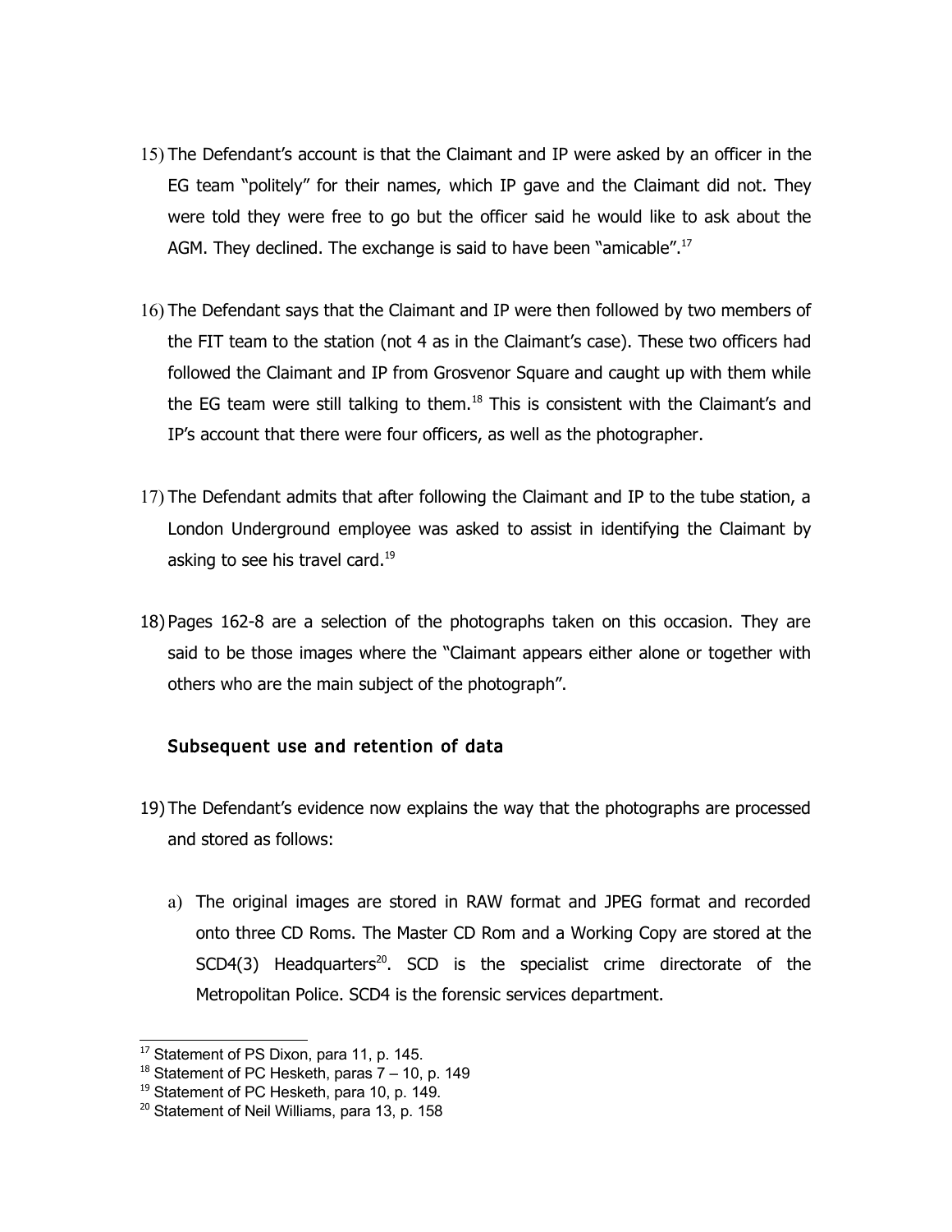15) The Defendant's account is that the Claimant and IP were asked by an officer in the EG team "politely" for their names, which IP gave and the Claimant did not. They were told they were free to go but the officer said he would like to ask about the AGM. They declined. The exchange is said to have been "amicable".[17]

16) The Defendant says that the Claimant and IP were then followed by two members of the FIT team to the station (not 4 as in the Claimant's case). These two officers had followed the Claimant and IP from Grosvenor Square and caught up with them while the EG team were still talking to them.[18] This is consistent with the Claimant's and IP's account that there were four officers, as well as the photographer.

17) The Defendant admits that after following the Claimant and IP to the tube station, a London Underground employee was asked to assist in identifying the Claimant by asking to see his travel card.[19]

18) Pages 162-8 are a selection of the photographs taken on this occasion. They are said to be those images where the "Claimant appears either alone or together with others who are the main subject of the photograph".

### Subsequent use and retention of data

19) The Defendant's evidence now explains the way that the photographs are processed and stored as follows:

   a) The original images are stored in RAW format and JPEG format and recorded onto three CD Roms. The Master CD Rom and a Working Copy are stored at the SCD4(3) Headquarters[20]. SCD is the specialist crime directorate of the Metropolitan Police. SCD4 is the forensic services department.

---

[17] Statement of PS Dixon, para 11, p. 145.

[18] Statement of PC Hesketh, paras 7 – 10, p. 149

[19] Statement of PC Hesketh, para 10, p. 149.

[20] Statement of Neil Williams, para 13, p. 158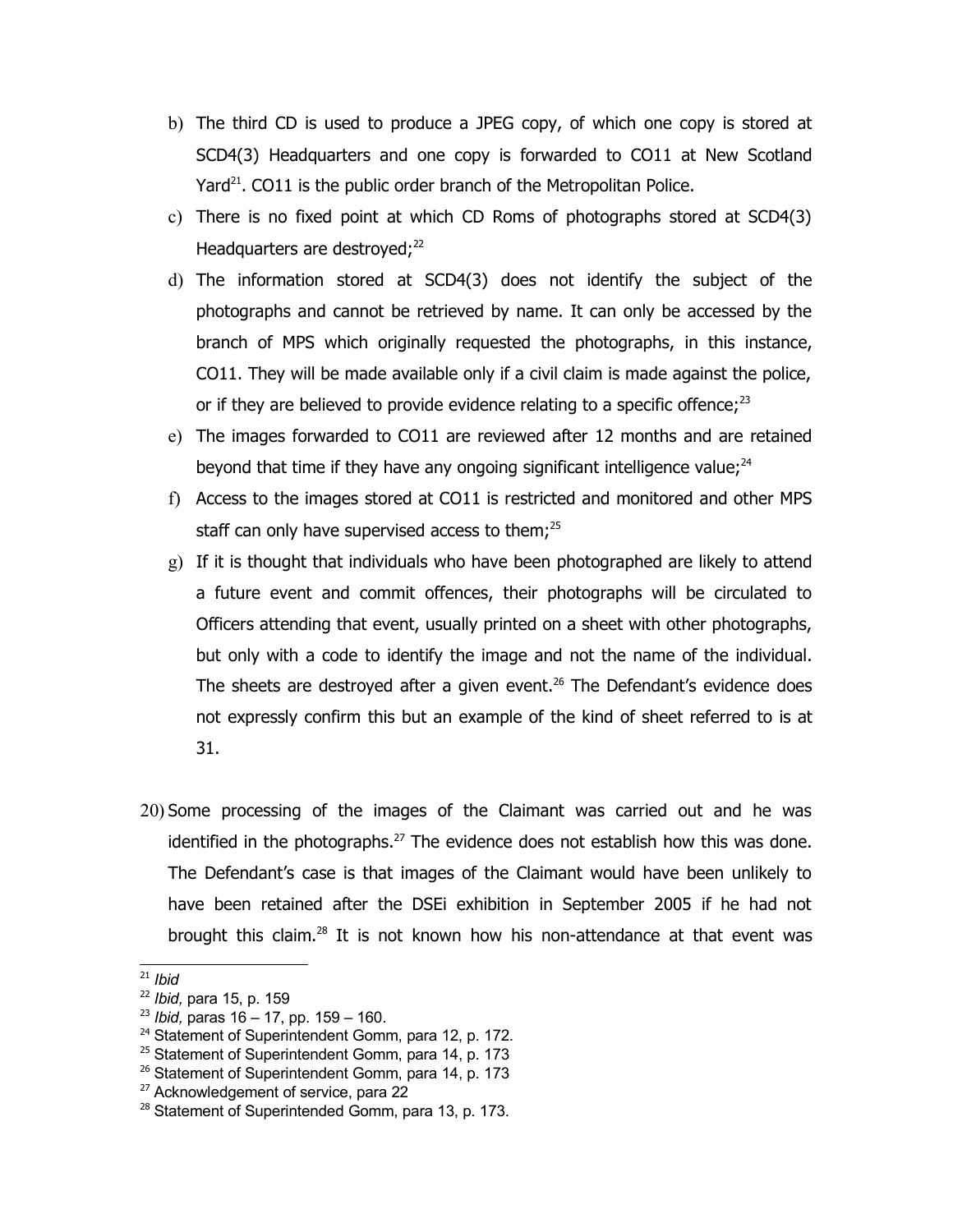b) The third CD is used to produce a JPEG copy, of which one copy is stored at SCD4(3) Headquarters and one copy is forwarded to CO11 at New Scotland Yard[21]. CO11 is the public order branch of the Metropolitan Police.

c) There is no fixed point at which CD Roms of photographs stored at SCD4(3) Headquarters are destroyed;[22]

d) The information stored at SCD4(3) does not identify the subject of the photographs and cannot be retrieved by name. It can only be accessed by the branch of MPS which originally requested the photographs, in this instance, CO11. They will be made available only if a civil claim is made against the police, or if they are believed to provide evidence relating to a specific offence;[23]

e) The images forwarded to CO11 are reviewed after 12 months and are retained beyond that time if they have any ongoing significant intelligence value;[24]

f) Access to the images stored at CO11 is restricted and monitored and other MPS staff can only have supervised access to them;[25]

g) If it is thought that individuals who have been photographed are likely to attend a future event and commit offences, their photographs will be circulated to Officers attending that event, usually printed on a sheet with other photographs, but only with a code to identify the image and not the name of the individual. The sheets are destroyed after a given event.[26] The Defendant's evidence does not expressly confirm this but an example of the kind of sheet referred to is at 31.

20) Some processing of the images of the Claimant was carried out and he was identified in the photographs.[27] The evidence does not establish how this was done. The Defendant's case is that images of the Claimant would have been unlikely to have been retained after the DSEi exhibition in September 2005 if he had not brought this claim.[28] It is not known how his non-attendance at that event was

---

[21] *Ibid*

[22] *Ibid,* para 15, p. 159

[23] *Ibid,* paras 16 – 17, pp. 159 – 160.

[24] Statement of Superintendent Gomm, para 12, p. 172.

[25] Statement of Superintendent Gomm, para 14, p. 173

[26] Statement of Superintendent Gomm, para 14, p. 173

[27] Acknowledgement of service, para 22

[28] Statement of Superintended Gomm, para 13, p. 173.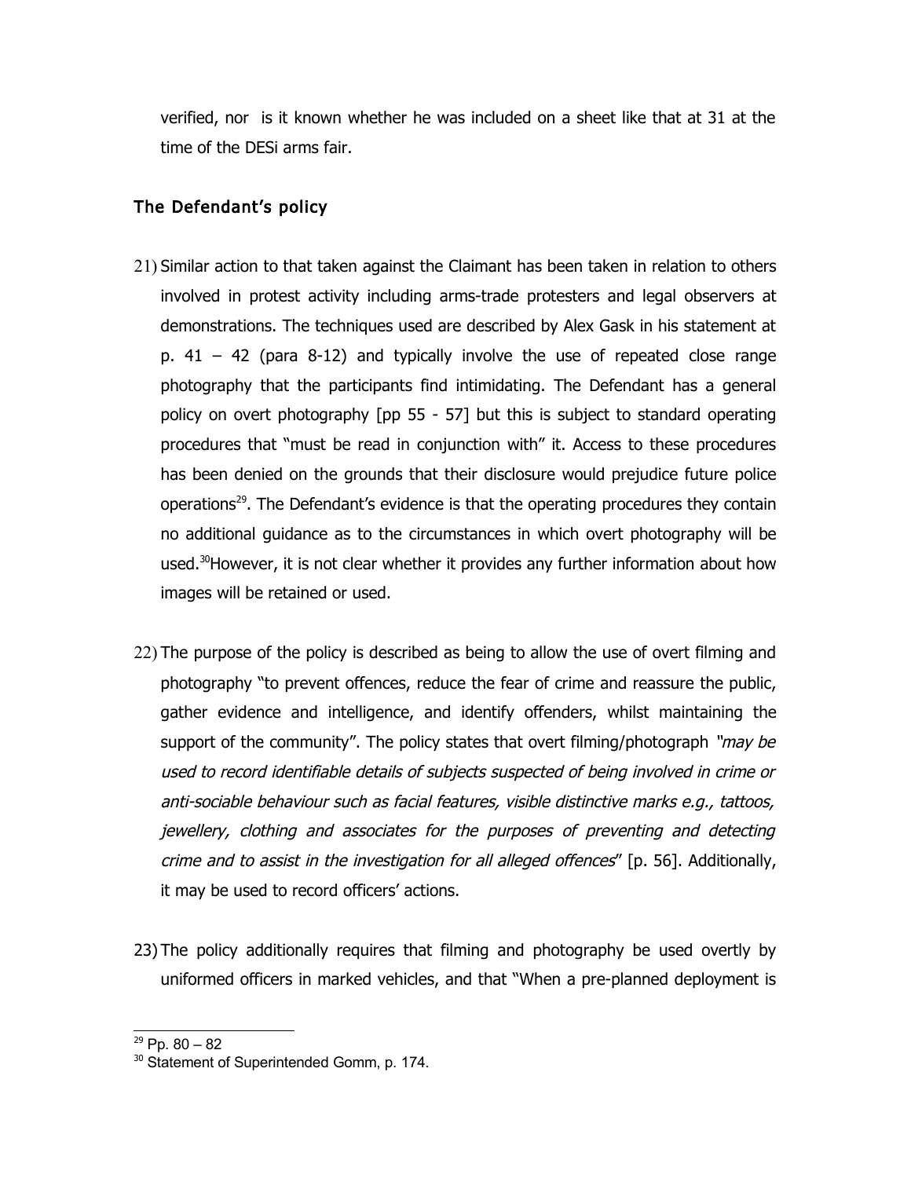verified, nor is it known whether he was included on a sheet like that at 31 at the time of the DESi arms fair.

## The Defendant's policy

21) Similar action to that taken against the Claimant has been taken in relation to others involved in protest activity including arms-trade protesters and legal observers at demonstrations. The techniques used are described by Alex Gask in his statement at p. 41 – 42 (para 8-12) and typically involve the use of repeated close range photography that the participants find intimidating. The Defendant has a general policy on overt photography [pp 55 - 57] but this is subject to standard operating procedures that "must be read in conjunction with" it. Access to these procedures has been denied on the grounds that their disclosure would prejudice future police operations[29]. The Defendant's evidence is that the operating procedures they contain no additional guidance as to the circumstances in which overt photography will be used.[30]However, it is not clear whether it provides any further information about how images will be retained or used.

22) The purpose of the policy is described as being to allow the use of overt filming and photography "to prevent offences, reduce the fear of crime and reassure the public, gather evidence and intelligence, and identify offenders, whilst maintaining the support of the community". The policy states that overt filming/photograph *"may be used to record identifiable details of subjects suspected of being involved in crime or anti-sociable behaviour such as facial features, visible distinctive marks e.g., tattoos, jewellery, clothing and associates for the purposes of preventing and detecting crime and to assist in the investigation for all alleged offences*" [p. 56]. Additionally, it may be used to record officers' actions.

23) The policy additionally requires that filming and photography be used overtly by uniformed officers in marked vehicles, and that "When a pre-planned deployment is

[29] Pp. 80 – 82

[30] Statement of Superintended Gomm, p. 174.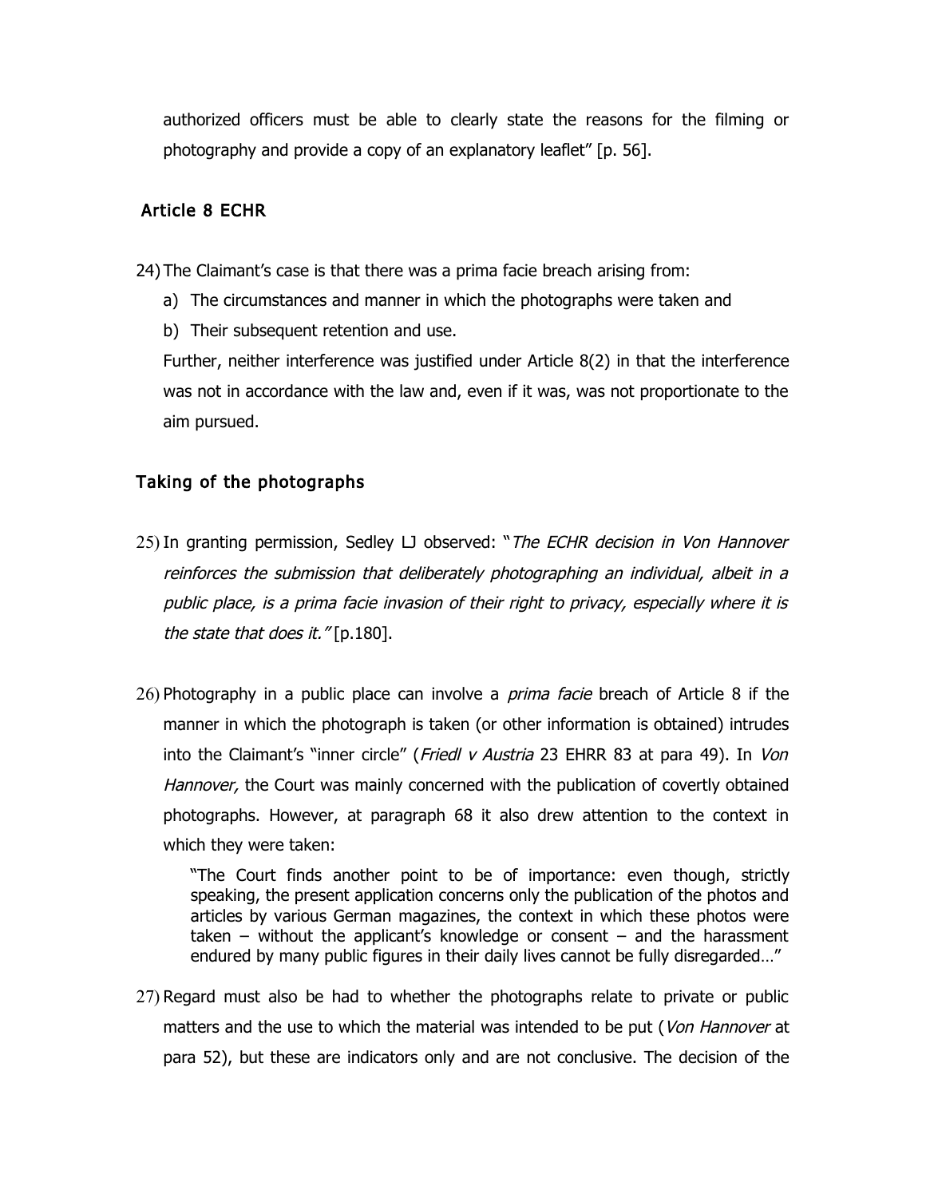authorized officers must be able to clearly state the reasons for the filming or photography and provide a copy of an explanatory leaflet" [p. 56].

## Article 8 ECHR

24) The Claimant's case is that there was a prima facie breach arising from:

a) The circumstances and manner in which the photographs were taken and

b) Their subsequent retention and use.

Further, neither interference was justified under Article 8(2) in that the interference was not in accordance with the law and, even if it was, was not proportionate to the aim pursued.

## Taking of the photographs

25) In granting permission, Sedley LJ observed: "*The ECHR decision in Von Hannover reinforces the submission that deliberately photographing an individual, albeit in a public place, is a prima facie invasion of their right to privacy, especially where it is the state that does it."* [p.180].

26) Photography in a public place can involve a *prima facie* breach of Article 8 if the manner in which the photograph is taken (or other information is obtained) intrudes into the Claimant's "inner circle" (*Friedl v Austria* 23 EHRR 83 at para 49). In *Von Hannover,* the Court was mainly concerned with the publication of covertly obtained photographs. However, at paragraph 68 it also drew attention to the context in which they were taken:

> "The Court finds another point to be of importance: even though, strictly speaking, the present application concerns only the publication of the photos and articles by various German magazines, the context in which these photos were taken – without the applicant's knowledge or consent – and the harassment endured by many public figures in their daily lives cannot be fully disregarded…"

27) Regard must also be had to whether the photographs relate to private or public matters and the use to which the material was intended to be put (*Von Hannover* at para 52), but these are indicators only and are not conclusive. The decision of the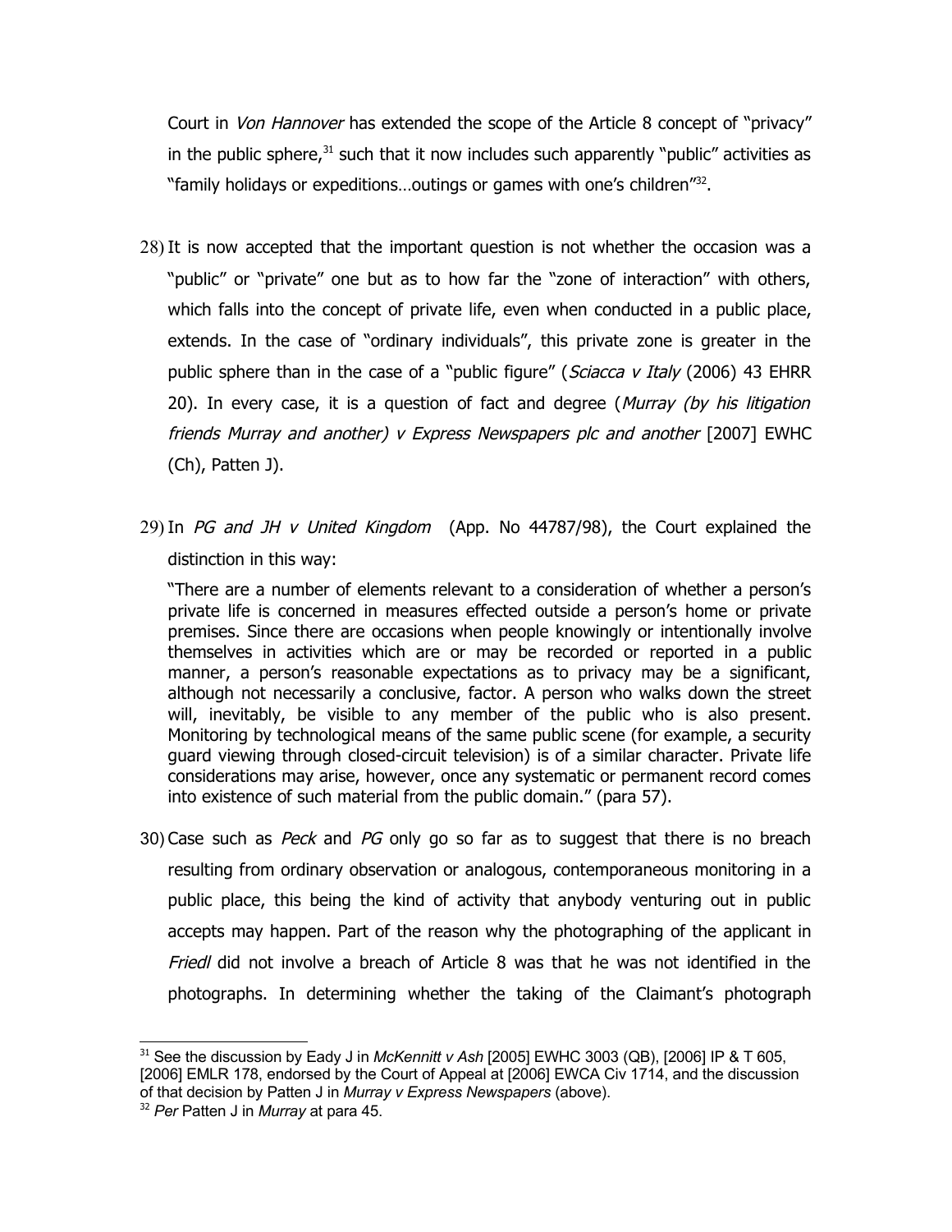Court in *Von Hannover* has extended the scope of the Article 8 concept of "privacy" in the public sphere,[31] such that it now includes such apparently "public" activities as "family holidays or expeditions…outings or games with one's children"[32].

28) It is now accepted that the important question is not whether the occasion was a "public" or "private" one but as to how far the "zone of interaction" with others, which falls into the concept of private life, even when conducted in a public place, extends. In the case of "ordinary individuals", this private zone is greater in the public sphere than in the case of a "public figure" (*Sciacca v Italy* (2006) 43 EHRR 20). In every case, it is a question of fact and degree (*Murray (by his litigation friends Murray and another) v Express Newspapers plc and another* [2007] EWHC (Ch), Patten J).

29) In *PG and JH v United Kingdom* (App. No 44787/98), the Court explained the distinction in this way:

> "There are a number of elements relevant to a consideration of whether a person's private life is concerned in measures effected outside a person's home or private premises. Since there are occasions when people knowingly or intentionally involve themselves in activities which are or may be recorded or reported in a public manner, a person's reasonable expectations as to privacy may be a significant, although not necessarily a conclusive, factor. A person who walks down the street will, inevitably, be visible to any member of the public who is also present. Monitoring by technological means of the same public scene (for example, a security guard viewing through closed-circuit television) is of a similar character. Private life considerations may arise, however, once any systematic or permanent record comes into existence of such material from the public domain." (para 57).

30) Case such as *Peck* and *PG* only go so far as to suggest that there is no breach resulting from ordinary observation or analogous, contemporaneous monitoring in a public place, this being the kind of activity that anybody venturing out in public accepts may happen. Part of the reason why the photographing of the applicant in *Friedl* did not involve a breach of Article 8 was that he was not identified in the photographs. In determining whether the taking of the Claimant's photograph

---

[31] See the discussion by Eady J in *McKennitt v Ash* [2005] EWHC 3003 (QB), [2006] IP & T 605, [2006] EMLR 178, endorsed by the Court of Appeal at [2006] EWCA Civ 1714, and the discussion of that decision by Patten J in *Murray v Express Newspapers* (above).

[32] *Per* Patten J in *Murray* at para 45.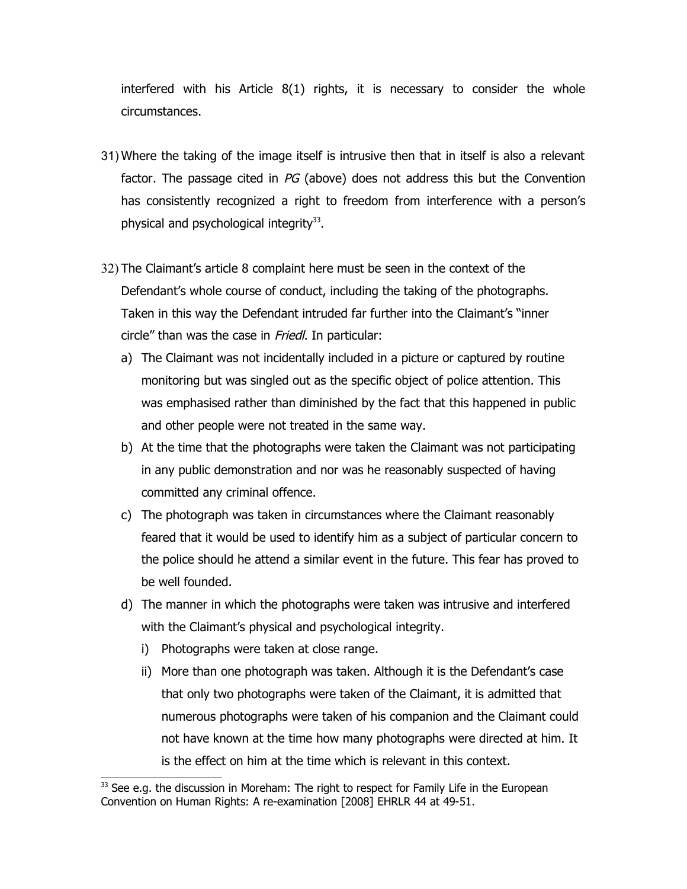interfered with his Article 8(1) rights, it is necessary to consider the whole circumstances.

31) Where the taking of the image itself is intrusive then that in itself is also a relevant factor. The passage cited in *PG* (above) does not address this but the Convention has consistently recognized a right to freedom from interference with a person's physical and psychological integrity[33].

32) The Claimant's article 8 complaint here must be seen in the context of the Defendant's whole course of conduct, including the taking of the photographs. Taken in this way the Defendant intruded far further into the Claimant's "inner circle" than was the case in *Friedl*. In particular:

   a) The Claimant was not incidentally included in a picture or captured by routine monitoring but was singled out as the specific object of police attention. This was emphasised rather than diminished by the fact that this happened in public and other people were not treated in the same way.

   b) At the time that the photographs were taken the Claimant was not participating in any public demonstration and nor was he reasonably suspected of having committed any criminal offence.

   c) The photograph was taken in circumstances where the Claimant reasonably feared that it would be used to identify him as a subject of particular concern to the police should he attend a similar event in the future. This fear has proved to be well founded.

   d) The manner in which the photographs were taken was intrusive and interfered with the Claimant's physical and psychological integrity.

      i) Photographs were taken at close range.

      ii) More than one photograph was taken. Although it is the Defendant's case that only two photographs were taken of the Claimant, it is admitted that numerous photographs were taken of his companion and the Claimant could not have known at the time how many photographs were directed at him. It is the effect on him at the time which is relevant in this context.

[33] See e.g. the discussion in Moreham: The right to respect for Family Life in the European Convention on Human Rights: A re-examination [2008] EHRLR 44 at 49-51.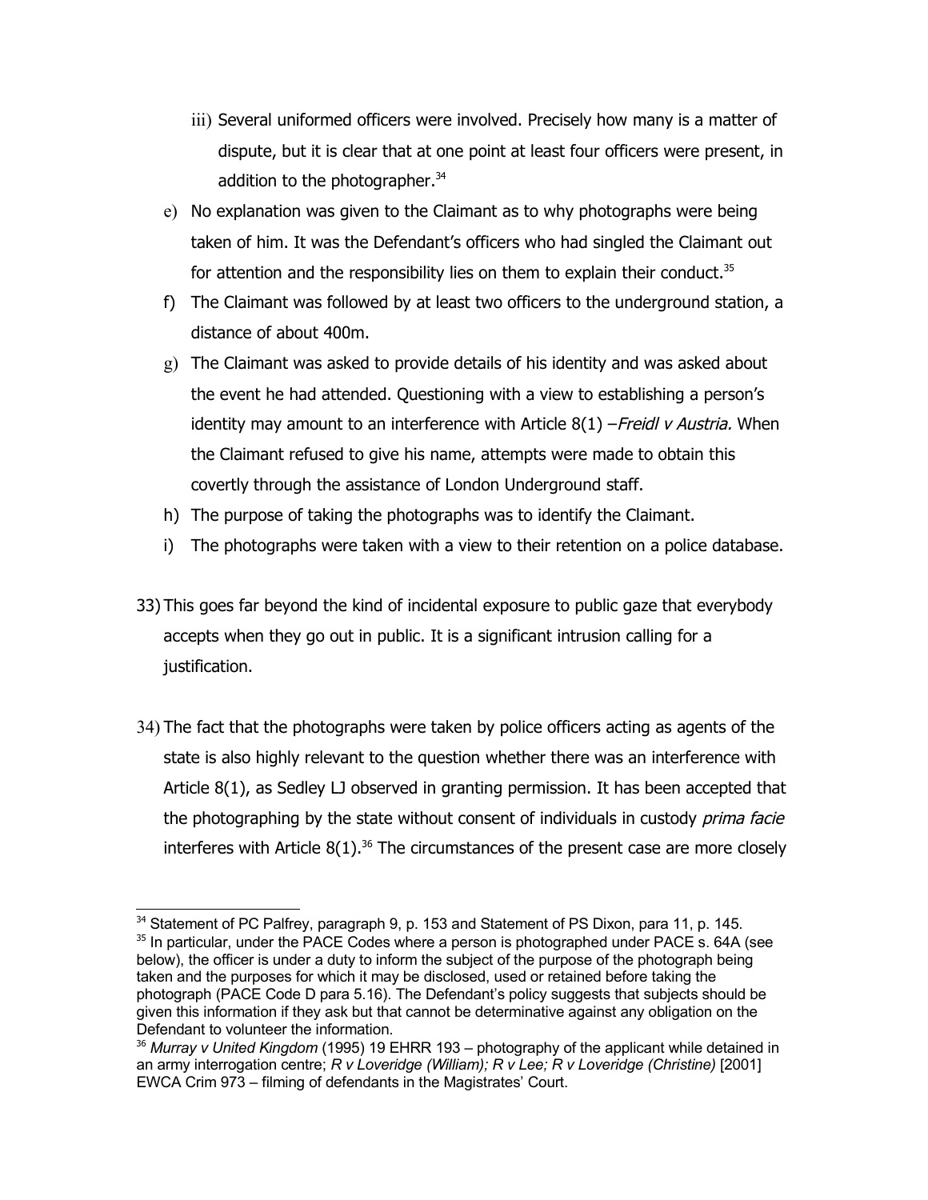iii) Several uniformed officers were involved. Precisely how many is a matter of dispute, but it is clear that at one point at least four officers were present, in addition to the photographer.[34]

e) No explanation was given to the Claimant as to why photographs were being taken of him. It was the Defendant's officers who had singled the Claimant out for attention and the responsibility lies on them to explain their conduct.[35]

f) The Claimant was followed by at least two officers to the underground station, a distance of about 400m.

g) The Claimant was asked to provide details of his identity and was asked about the event he had attended. Questioning with a view to establishing a person's identity may amount to an interference with Article 8(1) –*Freidl v Austria.* When the Claimant refused to give his name, attempts were made to obtain this covertly through the assistance of London Underground staff.

h) The purpose of taking the photographs was to identify the Claimant.

i) The photographs were taken with a view to their retention on a police database.

33) This goes far beyond the kind of incidental exposure to public gaze that everybody accepts when they go out in public. It is a significant intrusion calling for a justification.

34) The fact that the photographs were taken by police officers acting as agents of the state is also highly relevant to the question whether there was an interference with Article 8(1), as Sedley LJ observed in granting permission. It has been accepted that the photographing by the state without consent of individuals in custody *prima facie* interferes with Article 8(1).[36] The circumstances of the present case are more closely

---

[34] Statement of PC Palfrey, paragraph 9, p. 153 and Statement of PS Dixon, para 11, p. 145.

[35] In particular, under the PACE Codes where a person is photographed under PACE s. 64A (see below), the officer is under a duty to inform the subject of the purpose of the photograph being taken and the purposes for which it may be disclosed, used or retained before taking the photograph (PACE Code D para 5.16). The Defendant's policy suggests that subjects should be given this information if they ask but that cannot be determinative against any obligation on the Defendant to volunteer the information.

[36] *Murray v United Kingdom* (1995) 19 EHRR 193 – photography of the applicant while detained in an army interrogation centre; *R v Loveridge (William); R v Lee; R v Loveridge (Christine)* [2001] EWCA Crim 973 – filming of defendants in the Magistrates' Court.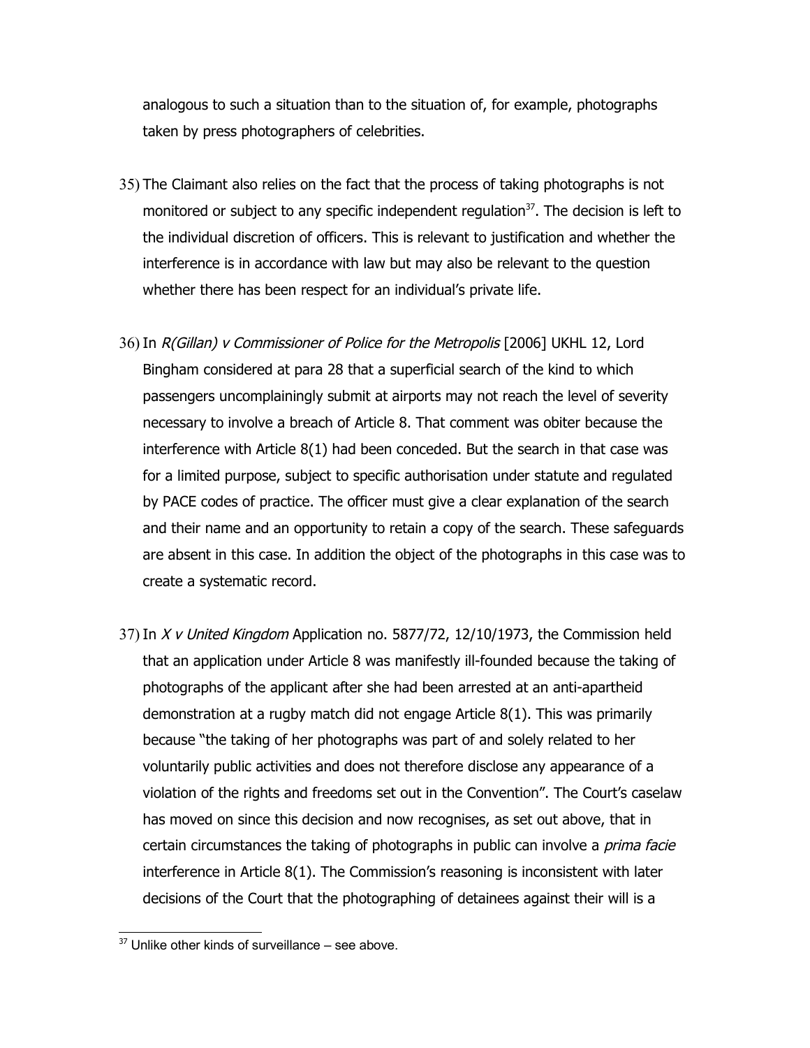analogous to such a situation than to the situation of, for example, photographs taken by press photographers of celebrities.

35) The Claimant also relies on the fact that the process of taking photographs is not monitored or subject to any specific independent regulation[37]. The decision is left to the individual discretion of officers. This is relevant to justification and whether the interference is in accordance with law but may also be relevant to the question whether there has been respect for an individual's private life.

36) In *R(Gillan) v Commissioner of Police for the Metropolis* [2006] UKHL 12, Lord Bingham considered at para 28 that a superficial search of the kind to which passengers uncomplainingly submit at airports may not reach the level of severity necessary to involve a breach of Article 8. That comment was obiter because the interference with Article 8(1) had been conceded. But the search in that case was for a limited purpose, subject to specific authorisation under statute and regulated by PACE codes of practice. The officer must give a clear explanation of the search and their name and an opportunity to retain a copy of the search. These safeguards are absent in this case. In addition the object of the photographs in this case was to create a systematic record.

37) In *X v United Kingdom* Application no. 5877/72, 12/10/1973, the Commission held that an application under Article 8 was manifestly ill-founded because the taking of photographs of the applicant after she had been arrested at an anti-apartheid demonstration at a rugby match did not engage Article 8(1). This was primarily because "the taking of her photographs was part of and solely related to her voluntarily public activities and does not therefore disclose any appearance of a violation of the rights and freedoms set out in the Convention". The Court's caselaw has moved on since this decision and now recognises, as set out above, that in certain circumstances the taking of photographs in public can involve a *prima facie* interference in Article 8(1). The Commission's reasoning is inconsistent with later decisions of the Court that the photographing of detainees against their will is a

[37] Unlike other kinds of surveillance – see above.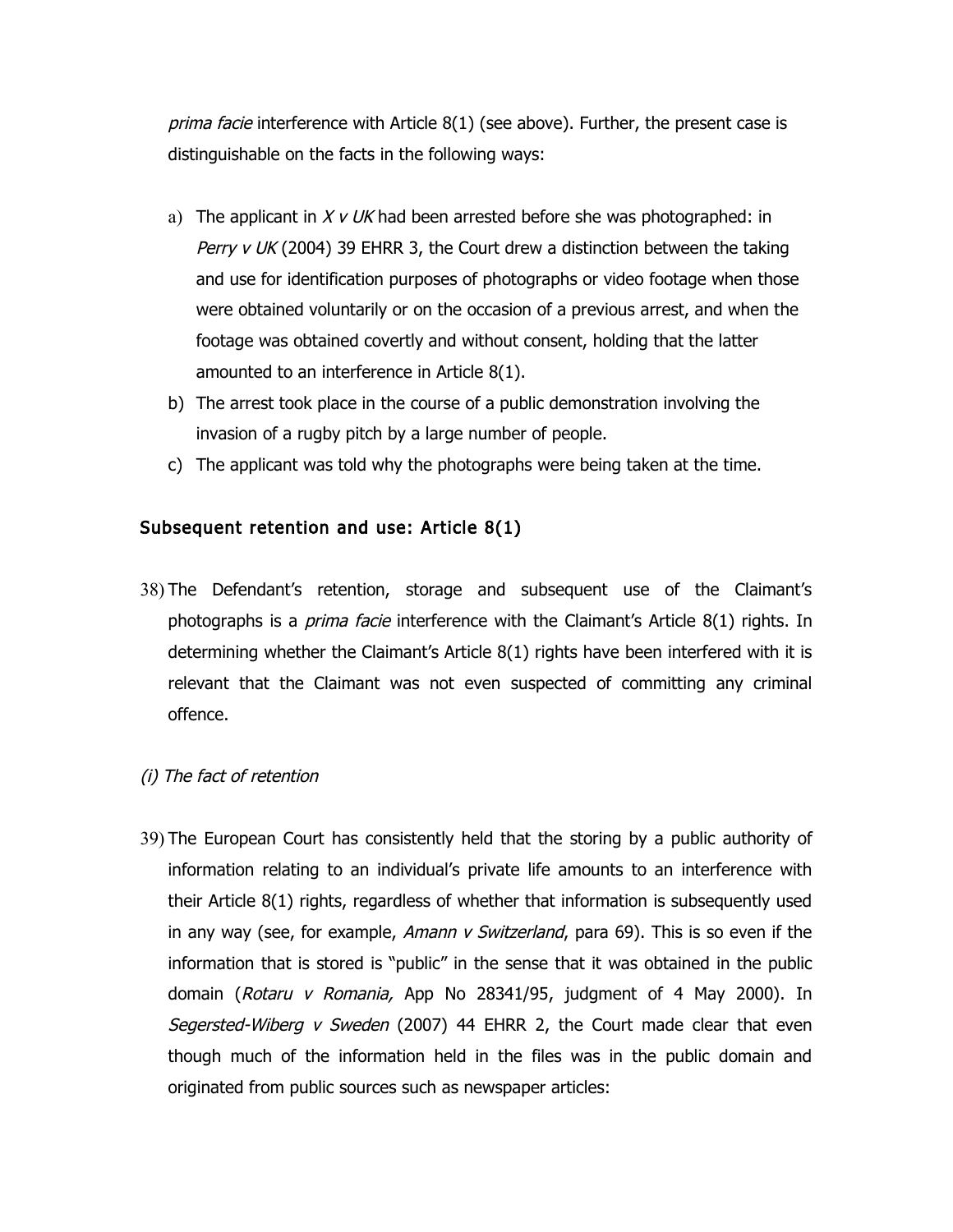*prima facie* interference with Article 8(1) (see above). Further, the present case is distinguishable on the facts in the following ways:

a) The applicant in *X v UK* had been arrested before she was photographed: in *Perry v UK* (2004) 39 EHRR 3, the Court drew a distinction between the taking and use for identification purposes of photographs or video footage when those were obtained voluntarily or on the occasion of a previous arrest, and when the footage was obtained covertly and without consent, holding that the latter amounted to an interference in Article 8(1).
b) The arrest took place in the course of a public demonstration involving the invasion of a rugby pitch by a large number of people.
c) The applicant was told why the photographs were being taken at the time.

## Subsequent retention and use: Article 8(1)

38) The Defendant's retention, storage and subsequent use of the Claimant's photographs is a *prima facie* interference with the Claimant's Article 8(1) rights. In determining whether the Claimant's Article 8(1) rights have been interfered with it is relevant that the Claimant was not even suspected of committing any criminal offence.

*(i) The fact of retention*

39) The European Court has consistently held that the storing by a public authority of information relating to an individual's private life amounts to an interference with their Article 8(1) rights, regardless of whether that information is subsequently used in any way (see, for example, *Amann v Switzerland*, para 69). This is so even if the information that is stored is "public" in the sense that it was obtained in the public domain (*Rotaru v Romania,* App No 28341/95, judgment of 4 May 2000). In *Segersted-Wiberg v Sweden* (2007) 44 EHRR 2, the Court made clear that even though much of the information held in the files was in the public domain and originated from public sources such as newspaper articles: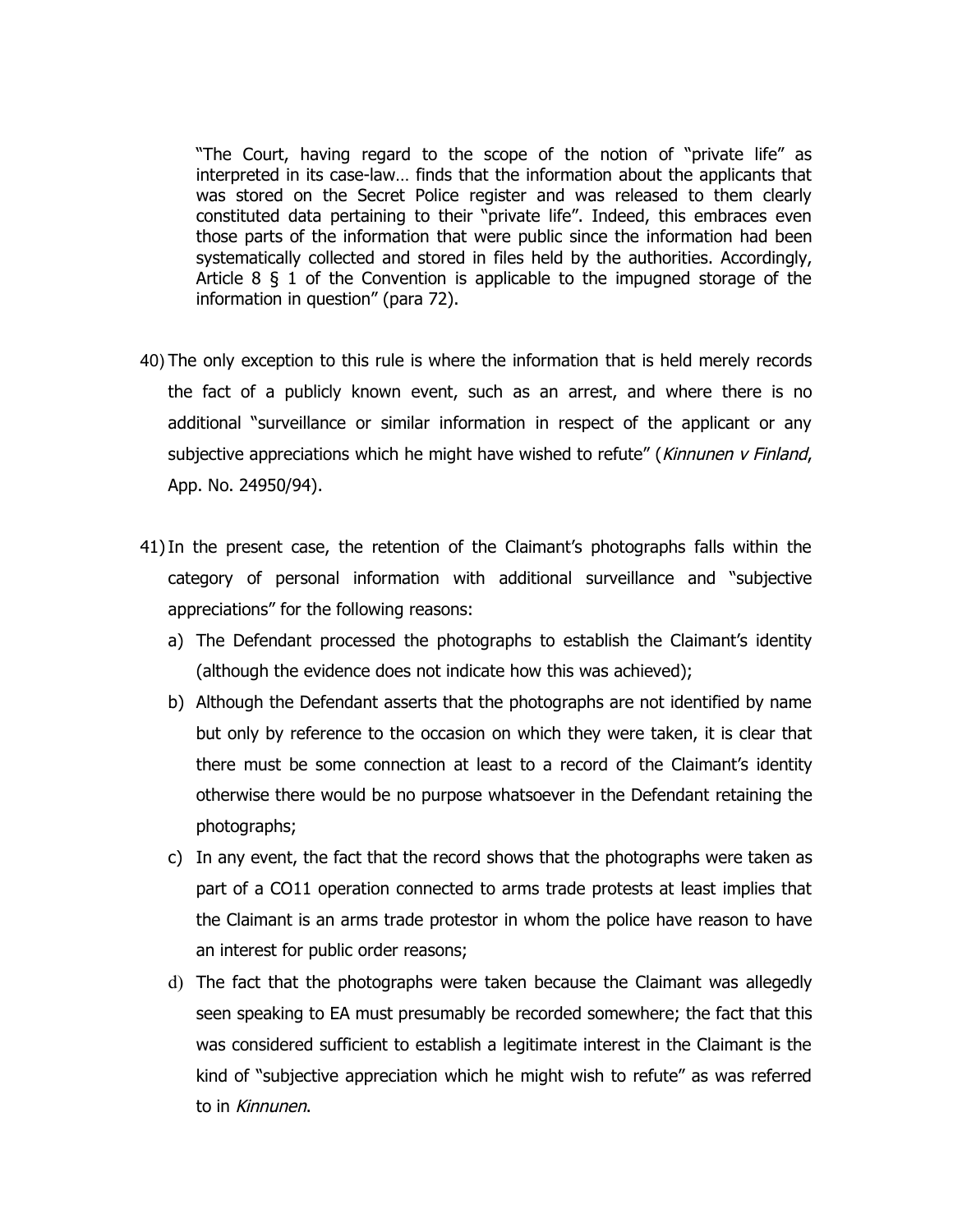> "The Court, having regard to the scope of the notion of "private life" as interpreted in its case-law… finds that the information about the applicants that was stored on the Secret Police register and was released to them clearly constituted data pertaining to their "private life". Indeed, this embraces even those parts of the information that were public since the information had been systematically collected and stored in files held by the authorities. Accordingly, Article 8 § 1 of the Convention is applicable to the impugned storage of the information in question" (para 72).

40) The only exception to this rule is where the information that is held merely records the fact of a publicly known event, such as an arrest, and where there is no additional "surveillance or similar information in respect of the applicant or any subjective appreciations which he might have wished to refute" (*Kinnunen v Finland*, App. No. 24950/94).

41) In the present case, the retention of the Claimant's photographs falls within the category of personal information with additional surveillance and "subjective appreciations" for the following reasons:

   a) The Defendant processed the photographs to establish the Claimant's identity (although the evidence does not indicate how this was achieved);

   b) Although the Defendant asserts that the photographs are not identified by name but only by reference to the occasion on which they were taken, it is clear that there must be some connection at least to a record of the Claimant's identity otherwise there would be no purpose whatsoever in the Defendant retaining the photographs;

   c) In any event, the fact that the record shows that the photographs were taken as part of a CO11 operation connected to arms trade protests at least implies that the Claimant is an arms trade protestor in whom the police have reason to have an interest for public order reasons;

   d) The fact that the photographs were taken because the Claimant was allegedly seen speaking to EA must presumably be recorded somewhere; the fact that this was considered sufficient to establish a legitimate interest in the Claimant is the kind of "subjective appreciation which he might wish to refute" as was referred to in *Kinnunen*.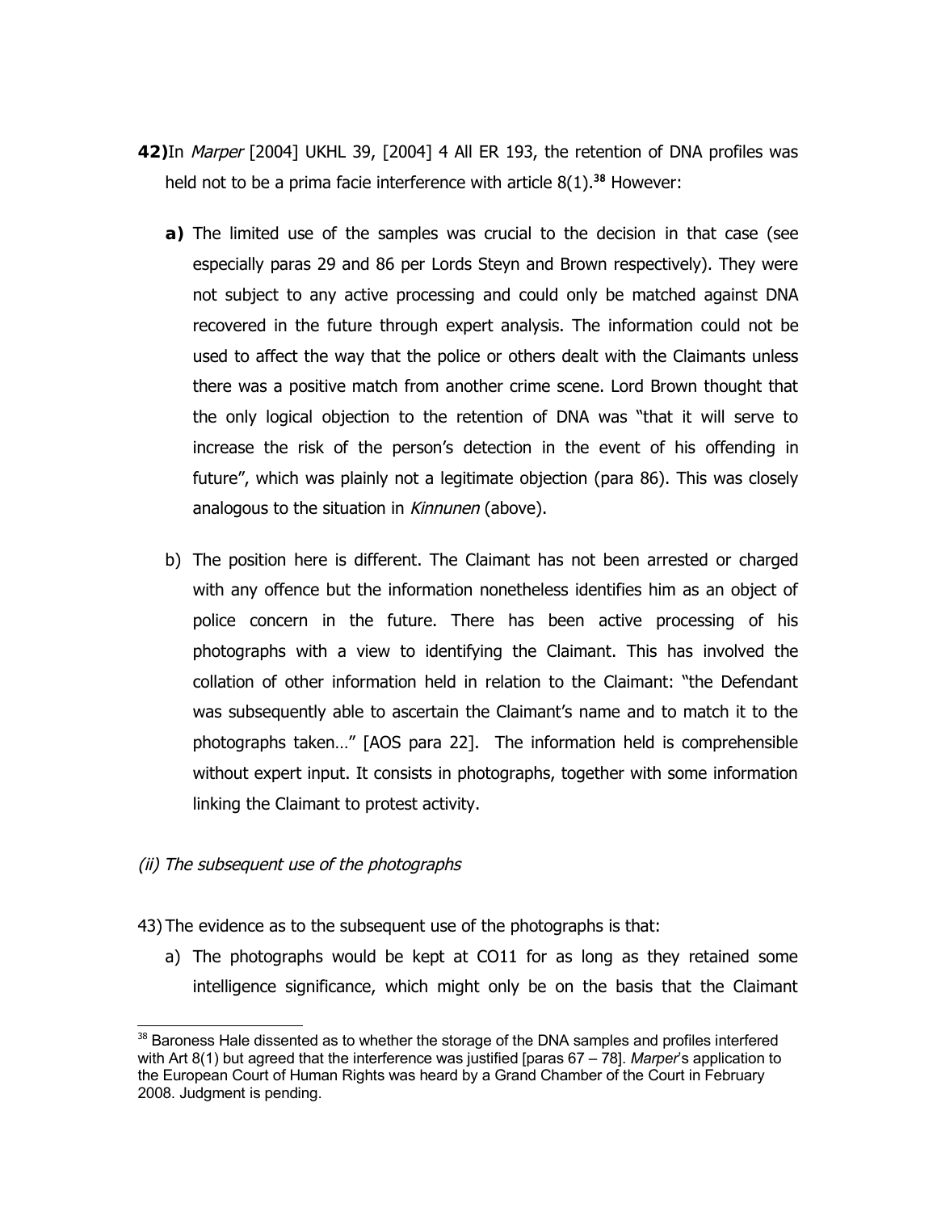**42)** In *Marper* [2004] UKHL 39, [2004] 4 All ER 193, the retention of DNA profiles was held not to be a prima facie interference with article 8(1).[38] However:

**a)** The limited use of the samples was crucial to the decision in that case (see especially paras 29 and 86 per Lords Steyn and Brown respectively). They were not subject to any active processing and could only be matched against DNA recovered in the future through expert analysis. The information could not be used to affect the way that the police or others dealt with the Claimants unless there was a positive match from another crime scene. Lord Brown thought that the only logical objection to the retention of DNA was "that it will serve to increase the risk of the person's detection in the event of his offending in future", which was plainly not a legitimate objection (para 86). This was closely analogous to the situation in *Kinnunen* (above).

b) The position here is different. The Claimant has not been arrested or charged with any offence but the information nonetheless identifies him as an object of police concern in the future. There has been active processing of his photographs with a view to identifying the Claimant. This has involved the collation of other information held in relation to the Claimant: "the Defendant was subsequently able to ascertain the Claimant's name and to match it to the photographs taken…" [AOS para 22]. The information held is comprehensible without expert input. It consists in photographs, together with some information linking the Claimant to protest activity.

*(ii) The subsequent use of the photographs*

43) The evidence as to the subsequent use of the photographs is that:

a) The photographs would be kept at CO11 for as long as they retained some intelligence significance, which might only be on the basis that the Claimant

[38] Baroness Hale dissented as to whether the storage of the DNA samples and profiles interfered with Art 8(1) but agreed that the interference was justified [paras 67 – 78]. *Marper*'s application to the European Court of Human Rights was heard by a Grand Chamber of the Court in February 2008. Judgment is pending.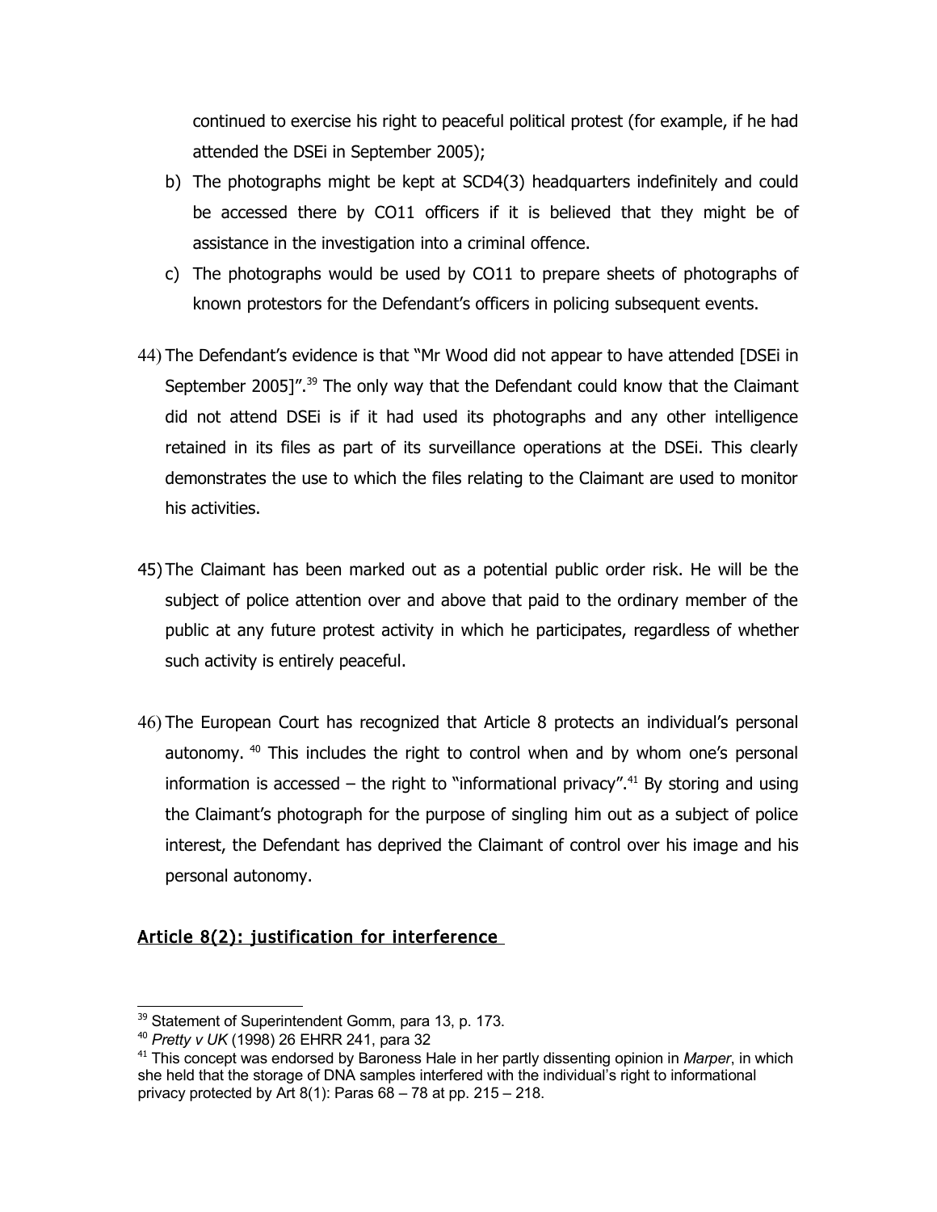continued to exercise his right to peaceful political protest (for example, if he had attended the DSEi in September 2005);

b) The photographs might be kept at SCD4(3) headquarters indefinitely and could be accessed there by CO11 officers if it is believed that they might be of assistance in the investigation into a criminal offence.

c) The photographs would be used by CO11 to prepare sheets of photographs of known protestors for the Defendant's officers in policing subsequent events.

44) The Defendant's evidence is that "Mr Wood did not appear to have attended [DSEi in September 2005]".[39] The only way that the Defendant could know that the Claimant did not attend DSEi is if it had used its photographs and any other intelligence retained in its files as part of its surveillance operations at the DSEi. This clearly demonstrates the use to which the files relating to the Claimant are used to monitor his activities.

45) The Claimant has been marked out as a potential public order risk. He will be the subject of police attention over and above that paid to the ordinary member of the public at any future protest activity in which he participates, regardless of whether such activity is entirely peaceful.

46) The European Court has recognized that Article 8 protects an individual's personal autonomy. [40] This includes the right to control when and by whom one's personal information is accessed – the right to "informational privacy".[41] By storing and using the Claimant's photograph for the purpose of singling him out as a subject of police interest, the Defendant has deprived the Claimant of control over his image and his personal autonomy.

## Article 8(2): justification for interference

---

[39] Statement of Superintendent Gomm, para 13, p. 173.

[40] *Pretty v UK* (1998) 26 EHRR 241, para 32

[41] This concept was endorsed by Baroness Hale in her partly dissenting opinion in *Marper*, in which she held that the storage of DNA samples interfered with the individual's right to informational privacy protected by Art 8(1): Paras 68 – 78 at pp. 215 – 218.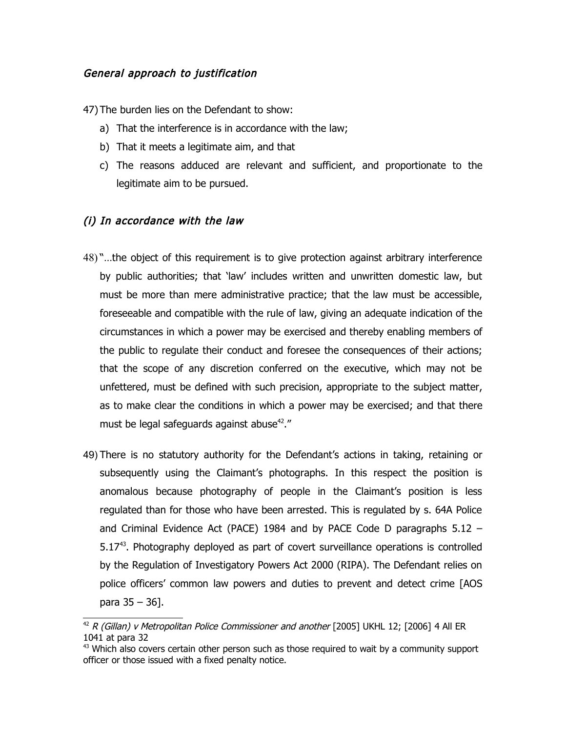### *General approach to justification*

47) The burden lies on the Defendant to show:

   a) That the interference is in accordance with the law;
   b) That it meets a legitimate aim, and that
   c) The reasons adduced are relevant and sufficient, and proportionate to the legitimate aim to be pursued.

### *(i) In accordance with the law*

48) "…the object of this requirement is to give protection against arbitrary interference by public authorities; that 'law' includes written and unwritten domestic law, but must be more than mere administrative practice; that the law must be accessible, foreseeable and compatible with the rule of law, giving an adequate indication of the circumstances in which a power may be exercised and thereby enabling members of the public to regulate their conduct and foresee the consequences of their actions; that the scope of any discretion conferred on the executive, which may not be unfettered, must be defined with such precision, appropriate to the subject matter, as to make clear the conditions in which a power may be exercised; and that there must be legal safeguards against abuse[42]."

49) There is no statutory authority for the Defendant's actions in taking, retaining or subsequently using the Claimant's photographs. In this respect the position is anomalous because photography of people in the Claimant's position is less regulated than for those who have been arrested. This is regulated by s. 64A Police and Criminal Evidence Act (PACE) 1984 and by PACE Code D paragraphs 5.12 – 5.17[43]. Photography deployed as part of covert surveillance operations is controlled by the Regulation of Investigatory Powers Act 2000 (RIPA). The Defendant relies on police officers' common law powers and duties to prevent and detect crime [AOS para 35 – 36].

---

[42] *R (Gillan) v Metropolitan Police Commissioner and another* [2005] UKHL 12; [2006] 4 All ER 1041 at para 32

[43] Which also covers certain other person such as those required to wait by a community support officer or those issued with a fixed penalty notice.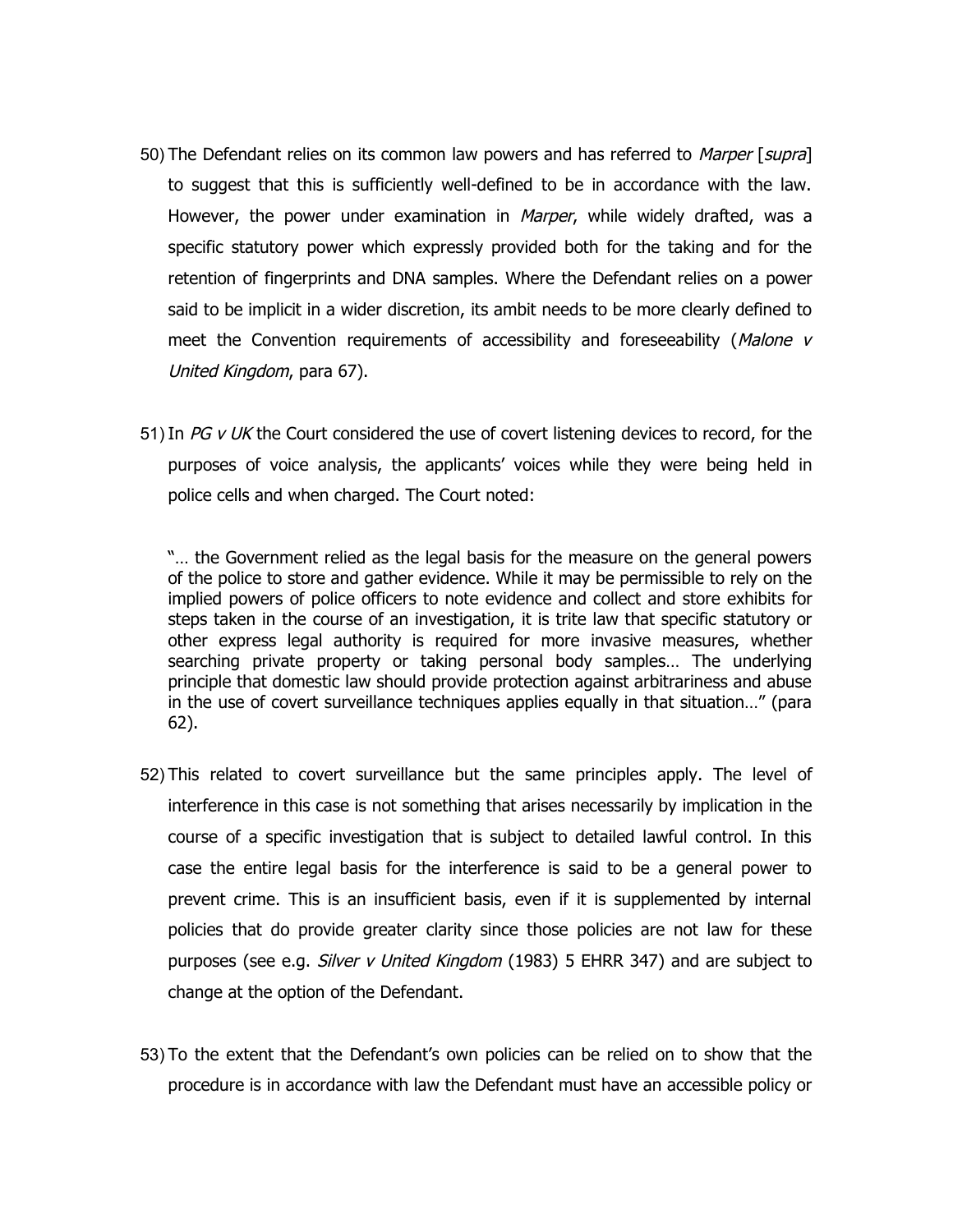50) The Defendant relies on its common law powers and has referred to *Marper* [*supra*] to suggest that this is sufficiently well-defined to be in accordance with the law. However, the power under examination in *Marper*, while widely drafted, was a specific statutory power which expressly provided both for the taking and for the retention of fingerprints and DNA samples. Where the Defendant relies on a power said to be implicit in a wider discretion, its ambit needs to be more clearly defined to meet the Convention requirements of accessibility and foreseeability (*Malone v United Kingdom*, para 67).

51) In *PG v UK* the Court considered the use of covert listening devices to record, for the purposes of voice analysis, the applicants' voices while they were being held in police cells and when charged. The Court noted:

> "… the Government relied as the legal basis for the measure on the general powers of the police to store and gather evidence. While it may be permissible to rely on the implied powers of police officers to note evidence and collect and store exhibits for steps taken in the course of an investigation, it is trite law that specific statutory or other express legal authority is required for more invasive measures, whether searching private property or taking personal body samples… The underlying principle that domestic law should provide protection against arbitrariness and abuse in the use of covert surveillance techniques applies equally in that situation…" (para 62).

52) This related to covert surveillance but the same principles apply. The level of interference in this case is not something that arises necessarily by implication in the course of a specific investigation that is subject to detailed lawful control. In this case the entire legal basis for the interference is said to be a general power to prevent crime. This is an insufficient basis, even if it is supplemented by internal policies that do provide greater clarity since those policies are not law for these purposes (see e.g. *Silver v United Kingdom* (1983) 5 EHRR 347) and are subject to change at the option of the Defendant.

53) To the extent that the Defendant's own policies can be relied on to show that the procedure is in accordance with law the Defendant must have an accessible policy or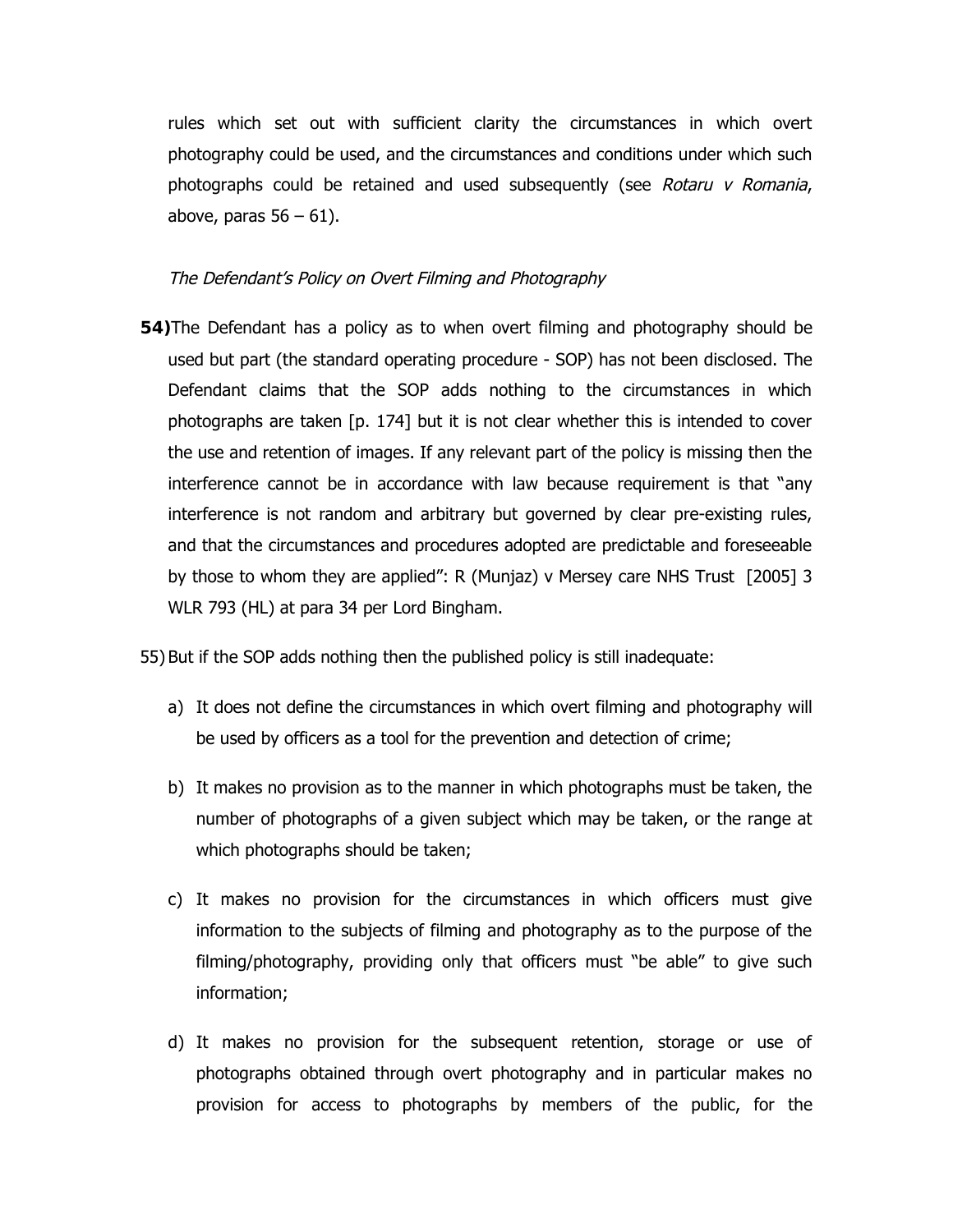rules which set out with sufficient clarity the circumstances in which overt photography could be used, and the circumstances and conditions under which such photographs could be retained and used subsequently (see *Rotaru v Romania*, above, paras 56 – 61).

*The Defendant's Policy on Overt Filming and Photography*

**54)** The Defendant has a policy as to when overt filming and photography should be used but part (the standard operating procedure - SOP) has not been disclosed. The Defendant claims that the SOP adds nothing to the circumstances in which photographs are taken [p. 174] but it is not clear whether this is intended to cover the use and retention of images. If any relevant part of the policy is missing then the interference cannot be in accordance with law because requirement is that "any interference is not random and arbitrary but governed by clear pre-existing rules, and that the circumstances and procedures adopted are predictable and foreseeable by those to whom they are applied": R (Munjaz) v Mersey care NHS Trust [2005] 3 WLR 793 (HL) at para 34 per Lord Bingham.

55) But if the SOP adds nothing then the published policy is still inadequate:

a) It does not define the circumstances in which overt filming and photography will be used by officers as a tool for the prevention and detection of crime;

b) It makes no provision as to the manner in which photographs must be taken, the number of photographs of a given subject which may be taken, or the range at which photographs should be taken;

c) It makes no provision for the circumstances in which officers must give information to the subjects of filming and photography as to the purpose of the filming/photography, providing only that officers must "be able" to give such information;

d) It makes no provision for the subsequent retention, storage or use of photographs obtained through overt photography and in particular makes no provision for access to photographs by members of the public, for the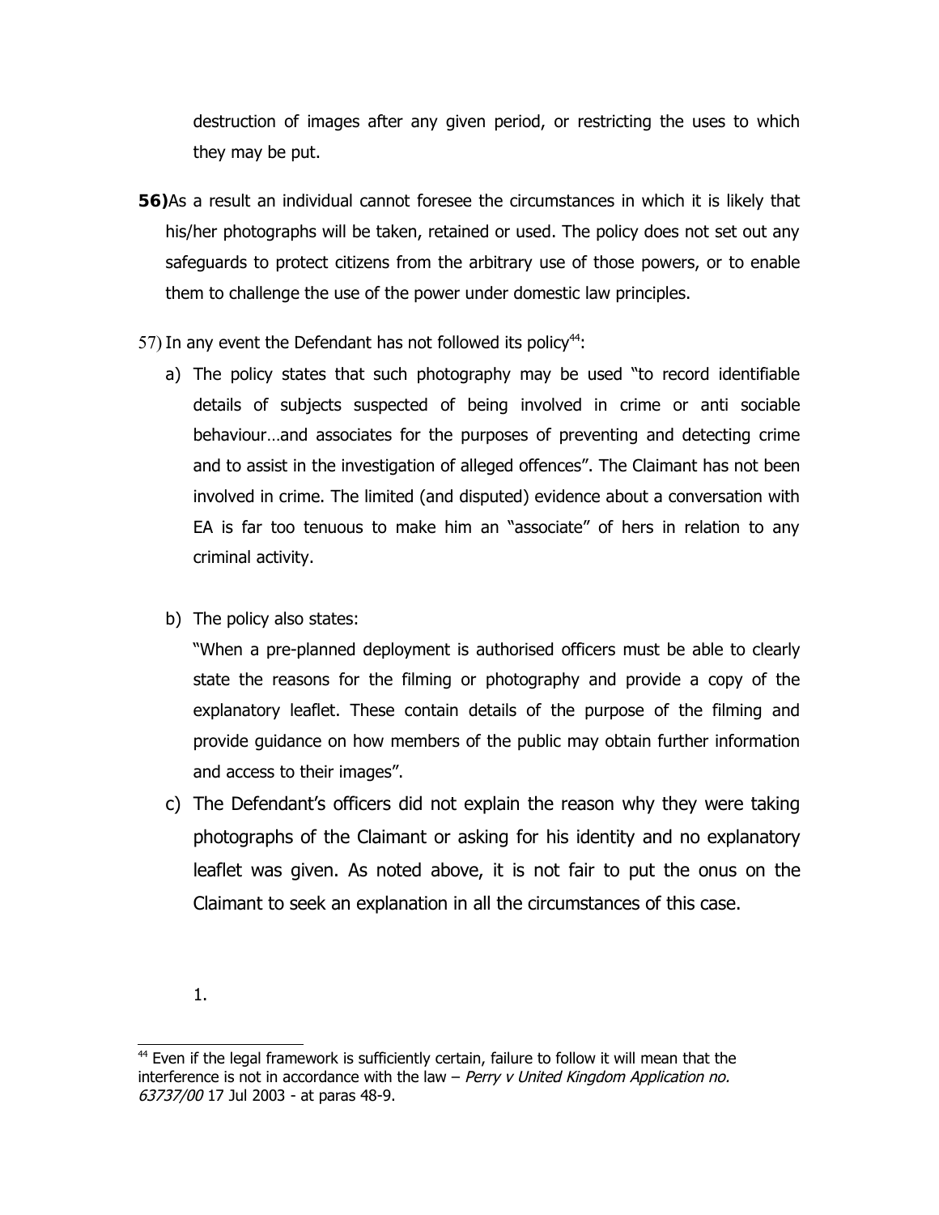destruction of images after any given period, or restricting the uses to which they may be put.

**56)** As a result an individual cannot foresee the circumstances in which it is likely that his/her photographs will be taken, retained or used. The policy does not set out any safeguards to protect citizens from the arbitrary use of those powers, or to enable them to challenge the use of the power under domestic law principles.

57) In any event the Defendant has not followed its policy[44]:

a) The policy states that such photography may be used "to record identifiable details of subjects suspected of being involved in crime or anti sociable behaviour…and associates for the purposes of preventing and detecting crime and to assist in the investigation of alleged offences". The Claimant has not been involved in crime. The limited (and disputed) evidence about a conversation with EA is far too tenuous to make him an "associate" of hers in relation to any criminal activity.

b) The policy also states:

"When a pre-planned deployment is authorised officers must be able to clearly state the reasons for the filming or photography and provide a copy of the explanatory leaflet. These contain details of the purpose of the filming and provide guidance on how members of the public may obtain further information and access to their images".

c) The Defendant's officers did not explain the reason why they were taking photographs of the Claimant or asking for his identity and no explanatory leaflet was given. As noted above, it is not fair to put the onus on the Claimant to seek an explanation in all the circumstances of this case.

1.

---

[44] Even if the legal framework is sufficiently certain, failure to follow it will mean that the interference is not in accordance with the law – *Perry v United Kingdom Application no. 63737/00* 17 Jul 2003 - at paras 48-9.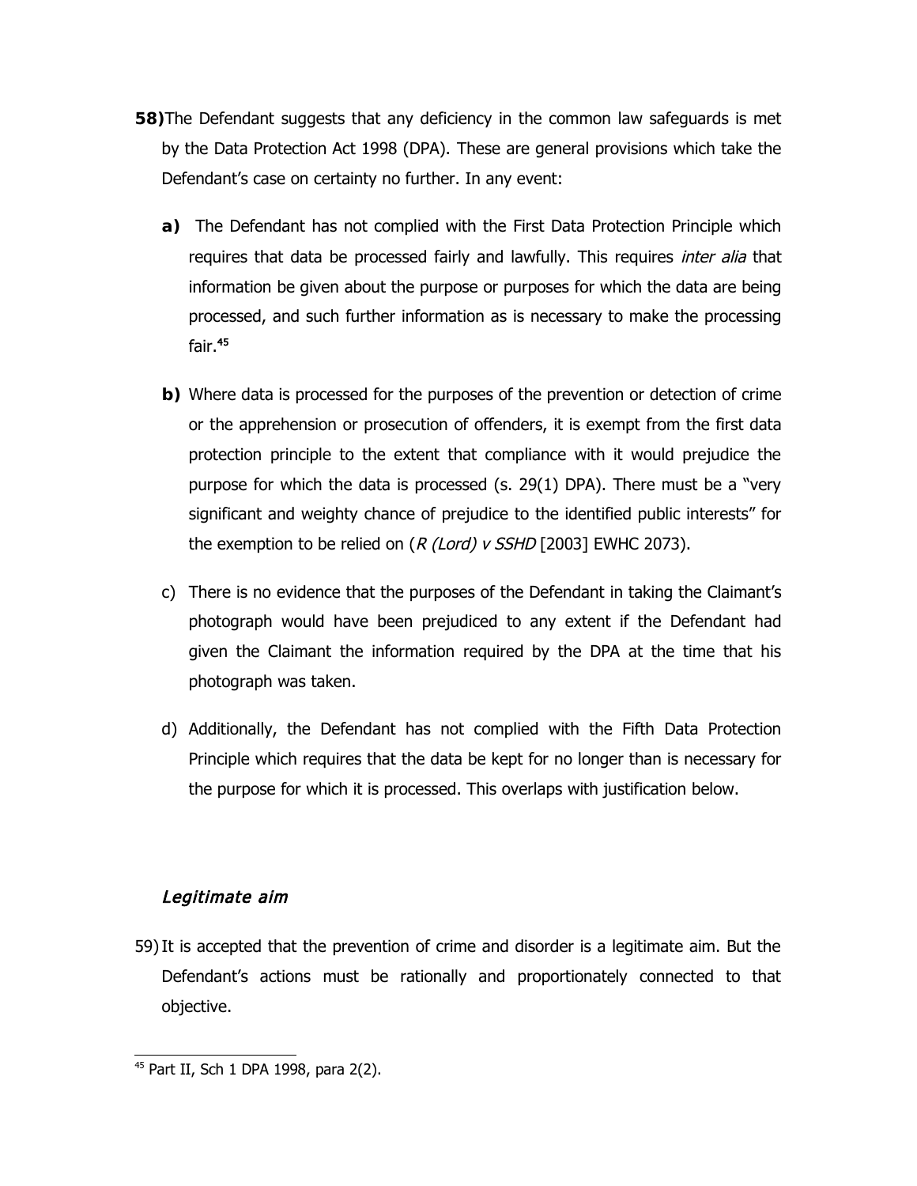**58)** The Defendant suggests that any deficiency in the common law safeguards is met by the Data Protection Act 1998 (DPA). These are general provisions which take the Defendant's case on certainty no further. In any event:

**a)** The Defendant has not complied with the First Data Protection Principle which requires that data be processed fairly and lawfully. This requires *inter alia* that information be given about the purpose or purposes for which the data are being processed, and such further information as is necessary to make the processing fair.[45]

**b)** Where data is processed for the purposes of the prevention or detection of crime or the apprehension or prosecution of offenders, it is exempt from the first data protection principle to the extent that compliance with it would prejudice the purpose for which the data is processed (s. 29(1) DPA). There must be a "very significant and weighty chance of prejudice to the identified public interests" for the exemption to be relied on (*R (Lord) v SSHD* [2003] EWHC 2073).

c) There is no evidence that the purposes of the Defendant in taking the Claimant's photograph would have been prejudiced to any extent if the Defendant had given the Claimant the information required by the DPA at the time that his photograph was taken.

d) Additionally, the Defendant has not complied with the Fifth Data Protection Principle which requires that the data be kept for no longer than is necessary for the purpose for which it is processed. This overlaps with justification below.

### *Legitimate aim*

59) It is accepted that the prevention of crime and disorder is a legitimate aim. But the Defendant's actions must be rationally and proportionately connected to that objective.

---

[45] Part II, Sch 1 DPA 1998, para 2(2).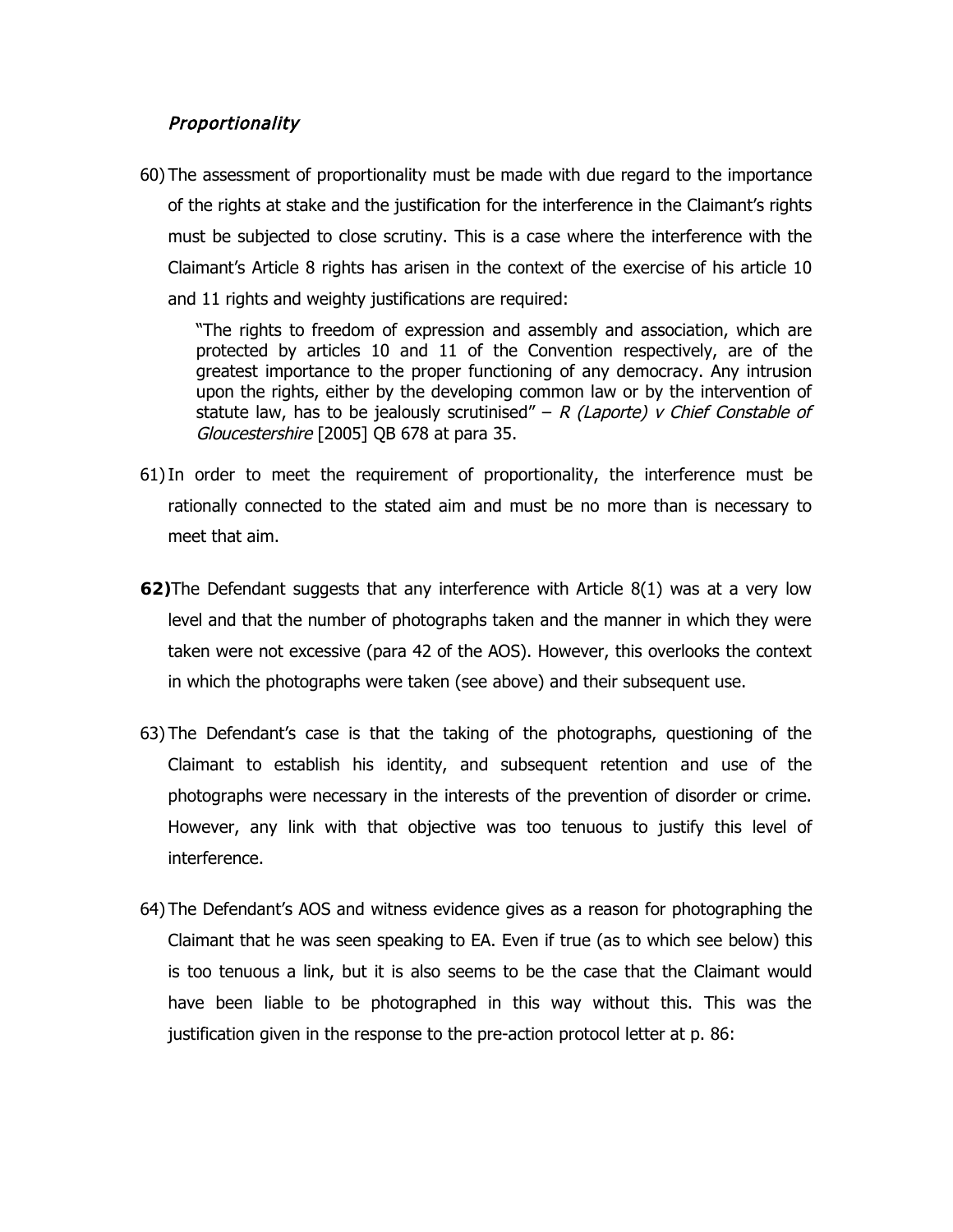### *Proportionality*

60) The assessment of proportionality must be made with due regard to the importance of the rights at stake and the justification for the interference in the Claimant's rights must be subjected to close scrutiny. This is a case where the interference with the Claimant's Article 8 rights has arisen in the context of the exercise of his article 10 and 11 rights and weighty justifications are required:

> "The rights to freedom of expression and assembly and association, which are protected by articles 10 and 11 of the Convention respectively, are of the greatest importance to the proper functioning of any democracy. Any intrusion upon the rights, either by the developing common law or by the intervention of statute law, has to be jealously scrutinised" – *R (Laporte) v Chief Constable of Gloucestershire* [2005] QB 678 at para 35.

61) In order to meet the requirement of proportionality, the interference must be rationally connected to the stated aim and must be no more than is necessary to meet that aim.

**62)** The Defendant suggests that any interference with Article 8(1) was at a very low level and that the number of photographs taken and the manner in which they were taken were not excessive (para 42 of the AOS). However, this overlooks the context in which the photographs were taken (see above) and their subsequent use.

63) The Defendant's case is that the taking of the photographs, questioning of the Claimant to establish his identity, and subsequent retention and use of the photographs were necessary in the interests of the prevention of disorder or crime. However, any link with that objective was too tenuous to justify this level of interference.

64) The Defendant's AOS and witness evidence gives as a reason for photographing the Claimant that he was seen speaking to EA. Even if true (as to which see below) this is too tenuous a link, but it is also seems to be the case that the Claimant would have been liable to be photographed in this way without this. This was the justification given in the response to the pre-action protocol letter at p. 86: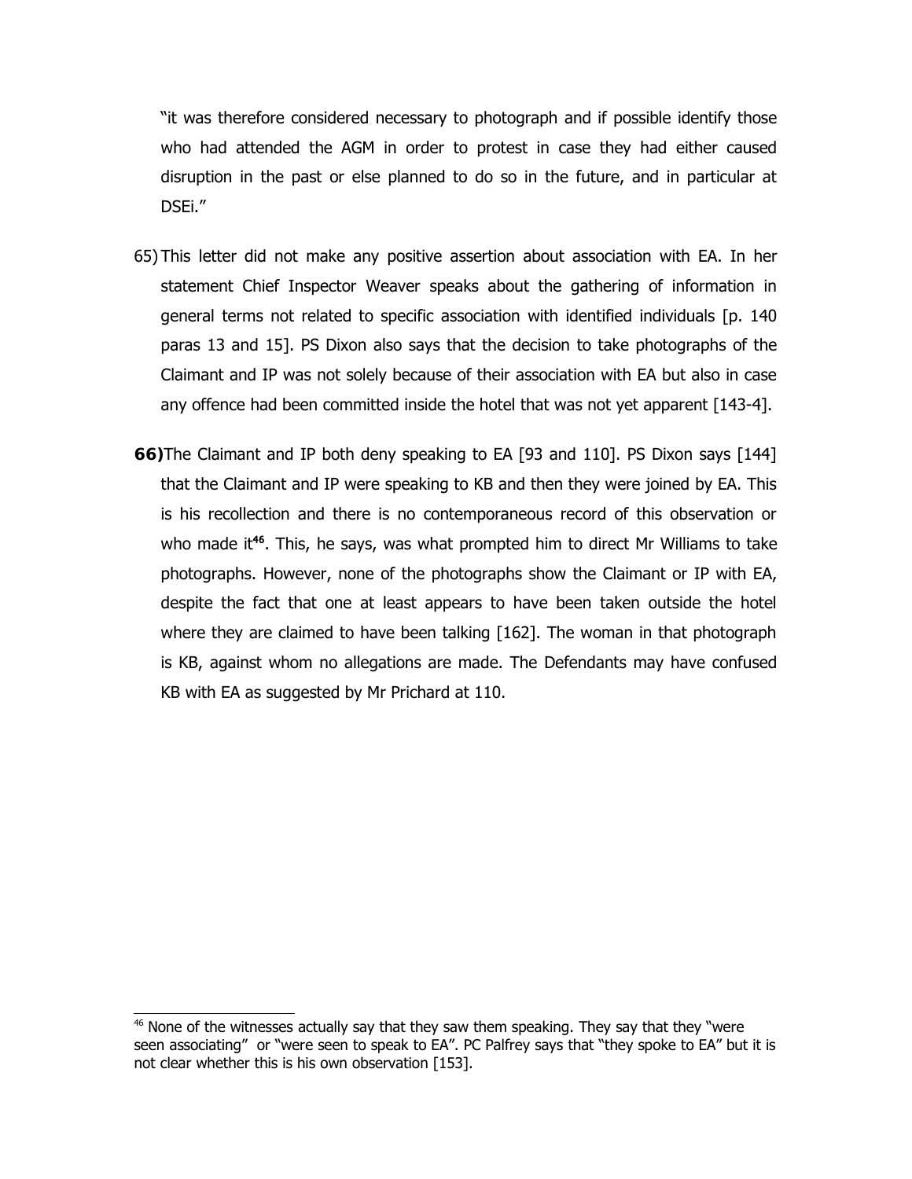"it was therefore considered necessary to photograph and if possible identify those who had attended the AGM in order to protest in case they had either caused disruption in the past or else planned to do so in the future, and in particular at DSEi."

65) This letter did not make any positive assertion about association with EA. In her statement Chief Inspector Weaver speaks about the gathering of information in general terms not related to specific association with identified individuals [p. 140 paras 13 and 15]. PS Dixon also says that the decision to take photographs of the Claimant and IP was not solely because of their association with EA but also in case any offence had been committed inside the hotel that was not yet apparent [143-4].

**66)** The Claimant and IP both deny speaking to EA [93 and 110]. PS Dixon says [144] that the Claimant and IP were speaking to KB and then they were joined by EA. This is his recollection and there is no contemporaneous record of this observation or who made it[46]. This, he says, was what prompted him to direct Mr Williams to take photographs. However, none of the photographs show the Claimant or IP with EA, despite the fact that one at least appears to have been taken outside the hotel where they are claimed to have been talking [162]. The woman in that photograph is KB, against whom no allegations are made. The Defendants may have confused KB with EA as suggested by Mr Prichard at 110.

[46] None of the witnesses actually say that they saw them speaking. They say that they "were seen associating" or "were seen to speak to EA". PC Palfrey says that "they spoke to EA" but it is not clear whether this is his own observation [153].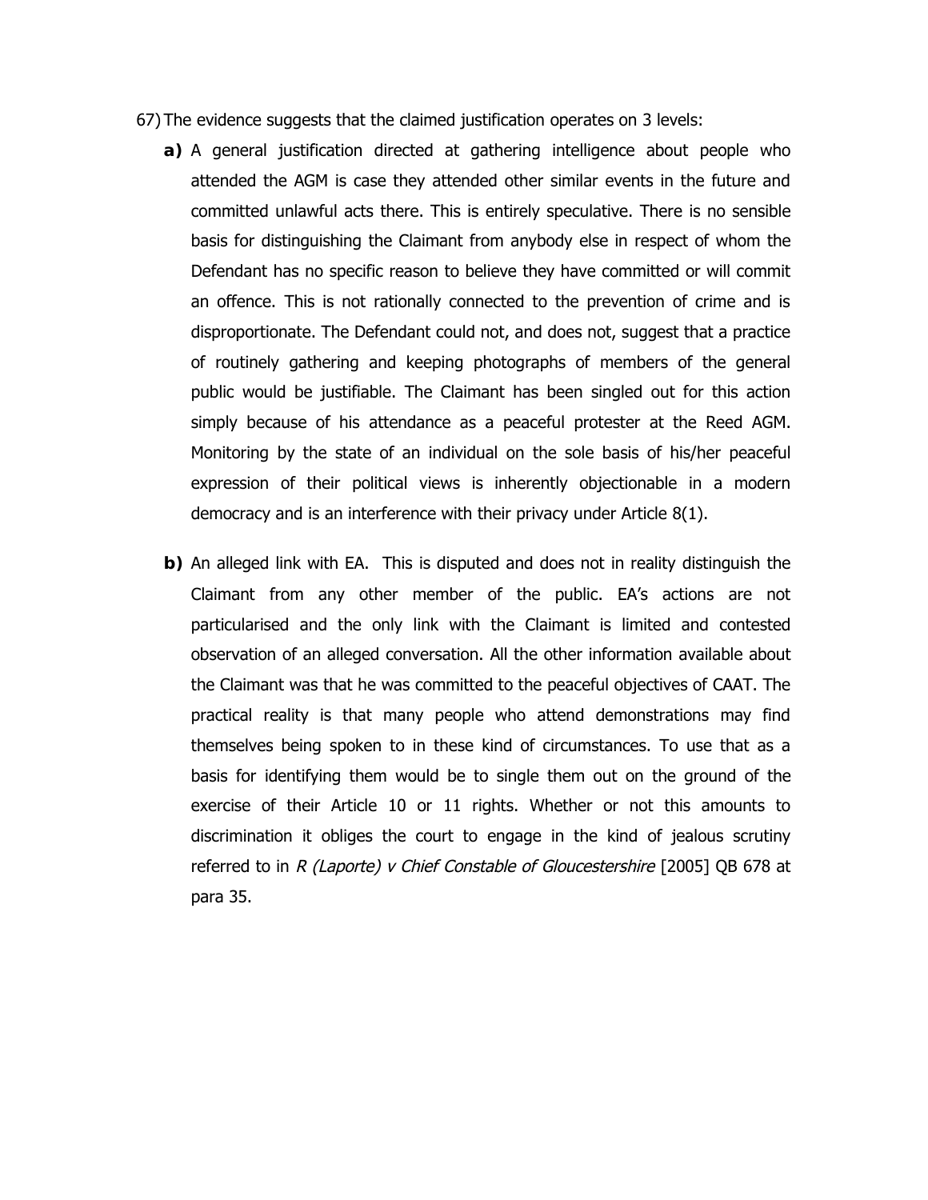67) The evidence suggests that the claimed justification operates on 3 levels:

   **a)** A general justification directed at gathering intelligence about people who attended the AGM is case they attended other similar events in the future and committed unlawful acts there. This is entirely speculative. There is no sensible basis for distinguishing the Claimant from anybody else in respect of whom the Defendant has no specific reason to believe they have committed or will commit an offence. This is not rationally connected to the prevention of crime and is disproportionate. The Defendant could not, and does not, suggest that a practice of routinely gathering and keeping photographs of members of the general public would be justifiable. The Claimant has been singled out for this action simply because of his attendance as a peaceful protester at the Reed AGM. Monitoring by the state of an individual on the sole basis of his/her peaceful expression of their political views is inherently objectionable in a modern democracy and is an interference with their privacy under Article 8(1).

   **b)** An alleged link with EA. This is disputed and does not in reality distinguish the Claimant from any other member of the public. EA's actions are not particularised and the only link with the Claimant is limited and contested observation of an alleged conversation. All the other information available about the Claimant was that he was committed to the peaceful objectives of CAAT. The practical reality is that many people who attend demonstrations may find themselves being spoken to in these kind of circumstances. To use that as a basis for identifying them would be to single them out on the ground of the exercise of their Article 10 or 11 rights. Whether or not this amounts to discrimination it obliges the court to engage in the kind of jealous scrutiny referred to in *R (Laporte) v Chief Constable of Gloucestershire* [2005] QB 678 at para 35.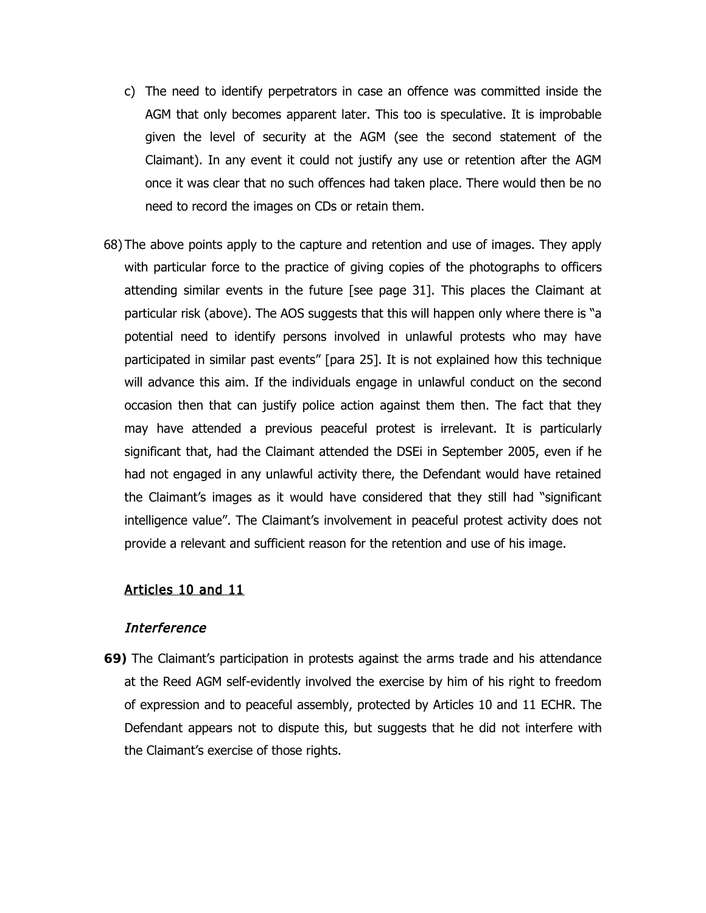c) The need to identify perpetrators in case an offence was committed inside the AGM that only becomes apparent later. This too is speculative. It is improbable given the level of security at the AGM (see the second statement of the Claimant). In any event it could not justify any use or retention after the AGM once it was clear that no such offences had taken place. There would then be no need to record the images on CDs or retain them.

68) The above points apply to the capture and retention and use of images. They apply with particular force to the practice of giving copies of the photographs to officers attending similar events in the future [see page 31]. This places the Claimant at particular risk (above). The AOS suggests that this will happen only where there is "a potential need to identify persons involved in unlawful protests who may have participated in similar past events" [para 25]. It is not explained how this technique will advance this aim. If the individuals engage in unlawful conduct on the second occasion then that can justify police action against them then. The fact that they may have attended a previous peaceful protest is irrelevant. It is particularly significant that, had the Claimant attended the DSEi in September 2005, even if he had not engaged in any unlawful activity there, the Defendant would have retained the Claimant's images as it would have considered that they still had "significant intelligence value". The Claimant's involvement in peaceful protest activity does not provide a relevant and sufficient reason for the retention and use of his image.

### <u>Articles 10 and 11</u>

#### *Interference*

**69)** The Claimant's participation in protests against the arms trade and his attendance at the Reed AGM self-evidently involved the exercise by him of his right to freedom of expression and to peaceful assembly, protected by Articles 10 and 11 ECHR. The Defendant appears not to dispute this, but suggests that he did not interfere with the Claimant's exercise of those rights.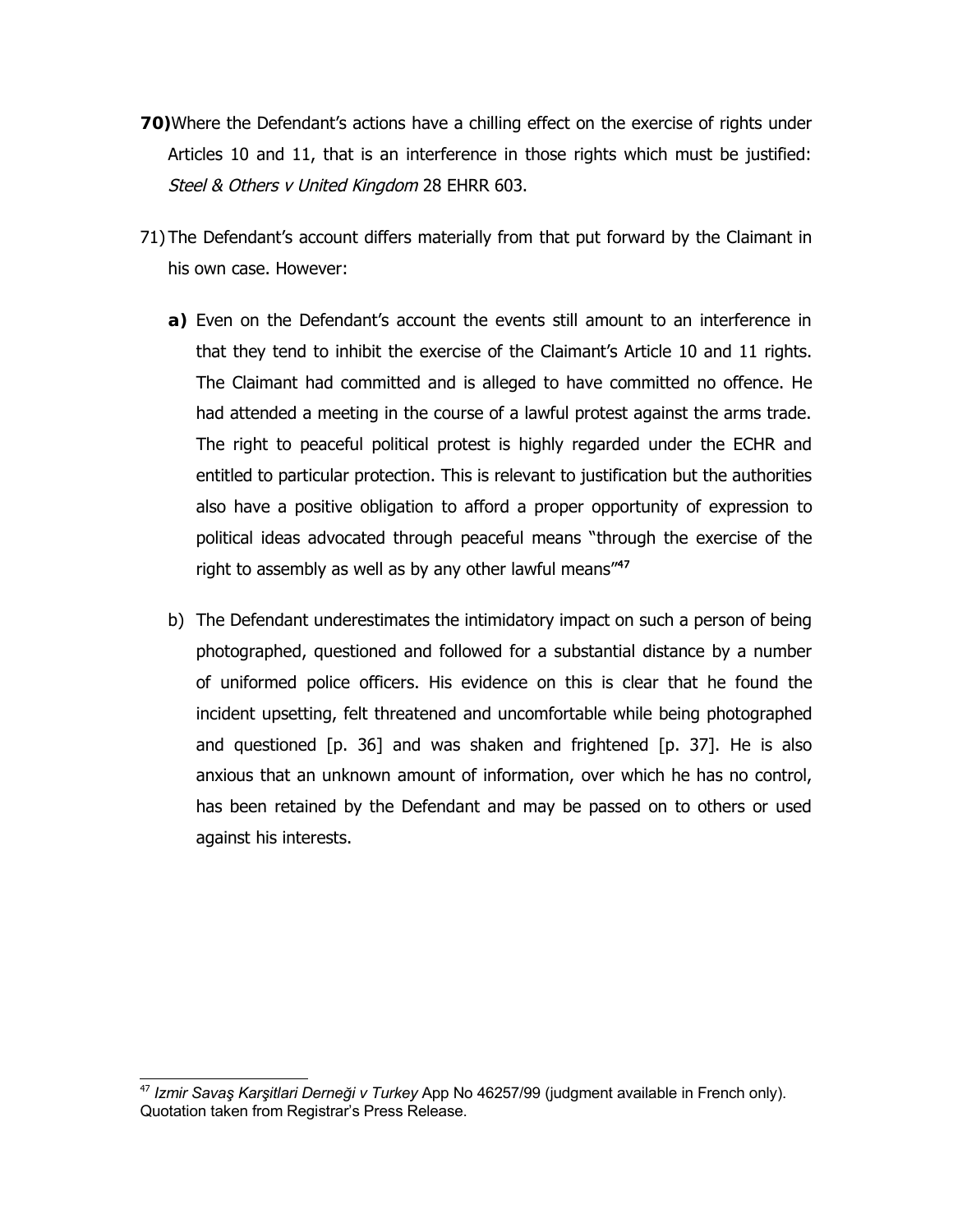**70)** Where the Defendant's actions have a chilling effect on the exercise of rights under Articles 10 and 11, that is an interference in those rights which must be justified: *Steel & Others v United Kingdom* 28 EHRR 603.

71) The Defendant's account differs materially from that put forward by the Claimant in his own case. However:

**a)** Even on the Defendant's account the events still amount to an interference in that they tend to inhibit the exercise of the Claimant's Article 10 and 11 rights. The Claimant had committed and is alleged to have committed no offence. He had attended a meeting in the course of a lawful protest against the arms trade. The right to peaceful political protest is highly regarded under the ECHR and entitled to particular protection. This is relevant to justification but the authorities also have a positive obligation to afford a proper opportunity of expression to political ideas advocated through peaceful means "through the exercise of the right to assembly as well as by any other lawful means"[47]

b) The Defendant underestimates the intimidatory impact on such a person of being photographed, questioned and followed for a substantial distance by a number of uniformed police officers. His evidence on this is clear that he found the incident upsetting, felt threatened and uncomfortable while being photographed and questioned [p. 36] and was shaken and frightened [p. 37]. He is also anxious that an unknown amount of information, over which he has no control, has been retained by the Defendant and may be passed on to others or used against his interests.

---

[47] *Izmir Savaş Karşitlari Derneği v Turkey* App No 46257/99 (judgment available in French only). Quotation taken from Registrar's Press Release.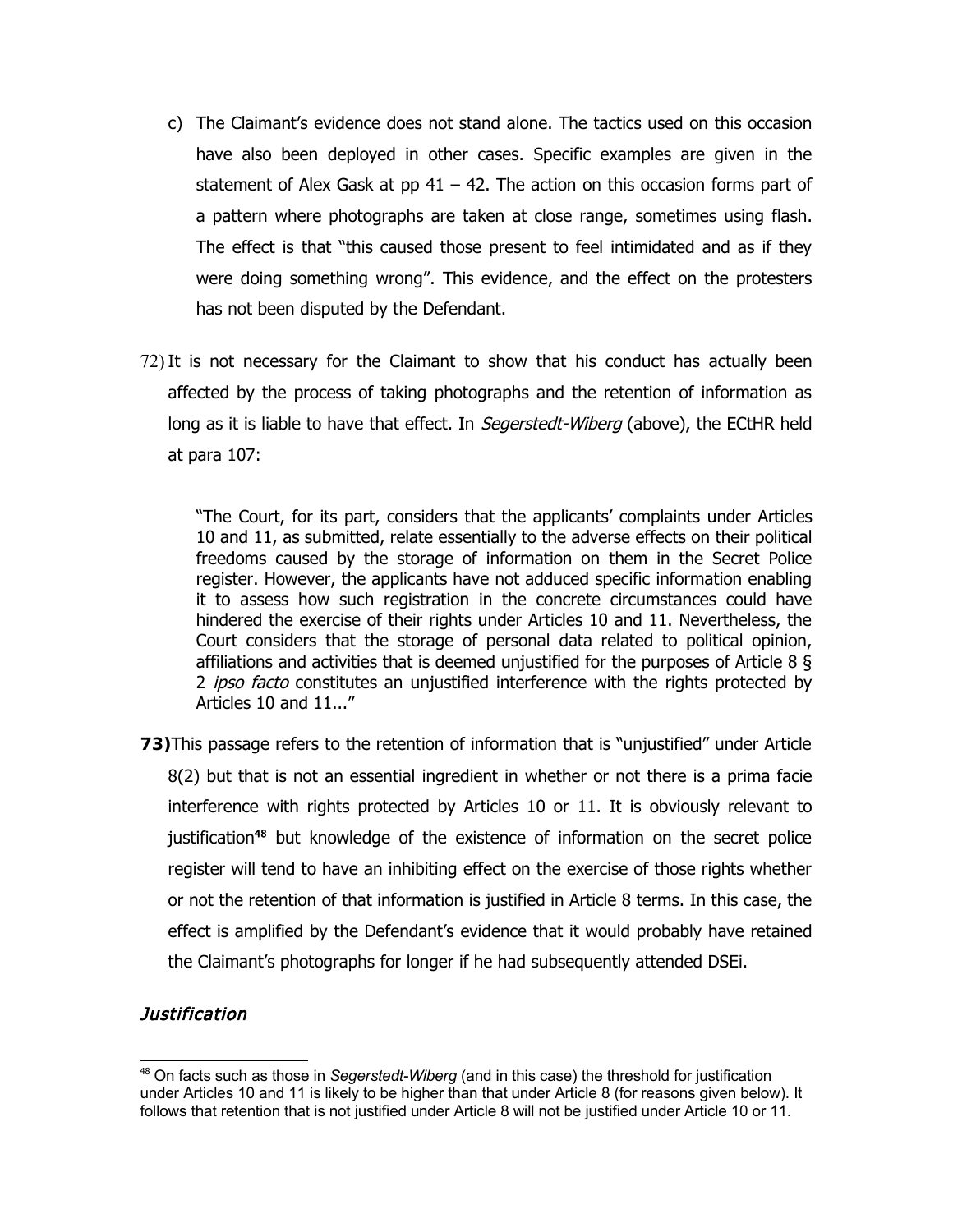c) The Claimant's evidence does not stand alone. The tactics used on this occasion have also been deployed in other cases. Specific examples are given in the statement of Alex Gask at pp 41 – 42. The action on this occasion forms part of a pattern where photographs are taken at close range, sometimes using flash. The effect is that "this caused those present to feel intimidated and as if they were doing something wrong". This evidence, and the effect on the protesters has not been disputed by the Defendant.

72) It is not necessary for the Claimant to show that his conduct has actually been affected by the process of taking photographs and the retention of information as long as it is liable to have that effect. In *Segerstedt-Wiberg* (above), the ECtHR held at para 107:

> "The Court, for its part, considers that the applicants' complaints under Articles 10 and 11, as submitted, relate essentially to the adverse effects on their political freedoms caused by the storage of information on them in the Secret Police register. However, the applicants have not adduced specific information enabling it to assess how such registration in the concrete circumstances could have hindered the exercise of their rights under Articles 10 and 11. Nevertheless, the Court considers that the storage of personal data related to political opinion, affiliations and activities that is deemed unjustified for the purposes of Article 8 § 2 *ipso facto* constitutes an unjustified interference with the rights protected by Articles 10 and 11..."

**73)** This passage refers to the retention of information that is "unjustified" under Article 8(2) but that is not an essential ingredient in whether or not there is a prima facie interference with rights protected by Articles 10 or 11. It is obviously relevant to justification[48] but knowledge of the existence of information on the secret police register will tend to have an inhibiting effect on the exercise of those rights whether or not the retention of that information is justified in Article 8 terms. In this case, the effect is amplified by the Defendant's evidence that it would probably have retained the Claimant's photographs for longer if he had subsequently attended DSEi.

## *Justification*

[48] On facts such as those in *Segerstedt-Wiberg* (and in this case) the threshold for justification under Articles 10 and 11 is likely to be higher than that under Article 8 (for reasons given below). It follows that retention that is not justified under Article 8 will not be justified under Article 10 or 11.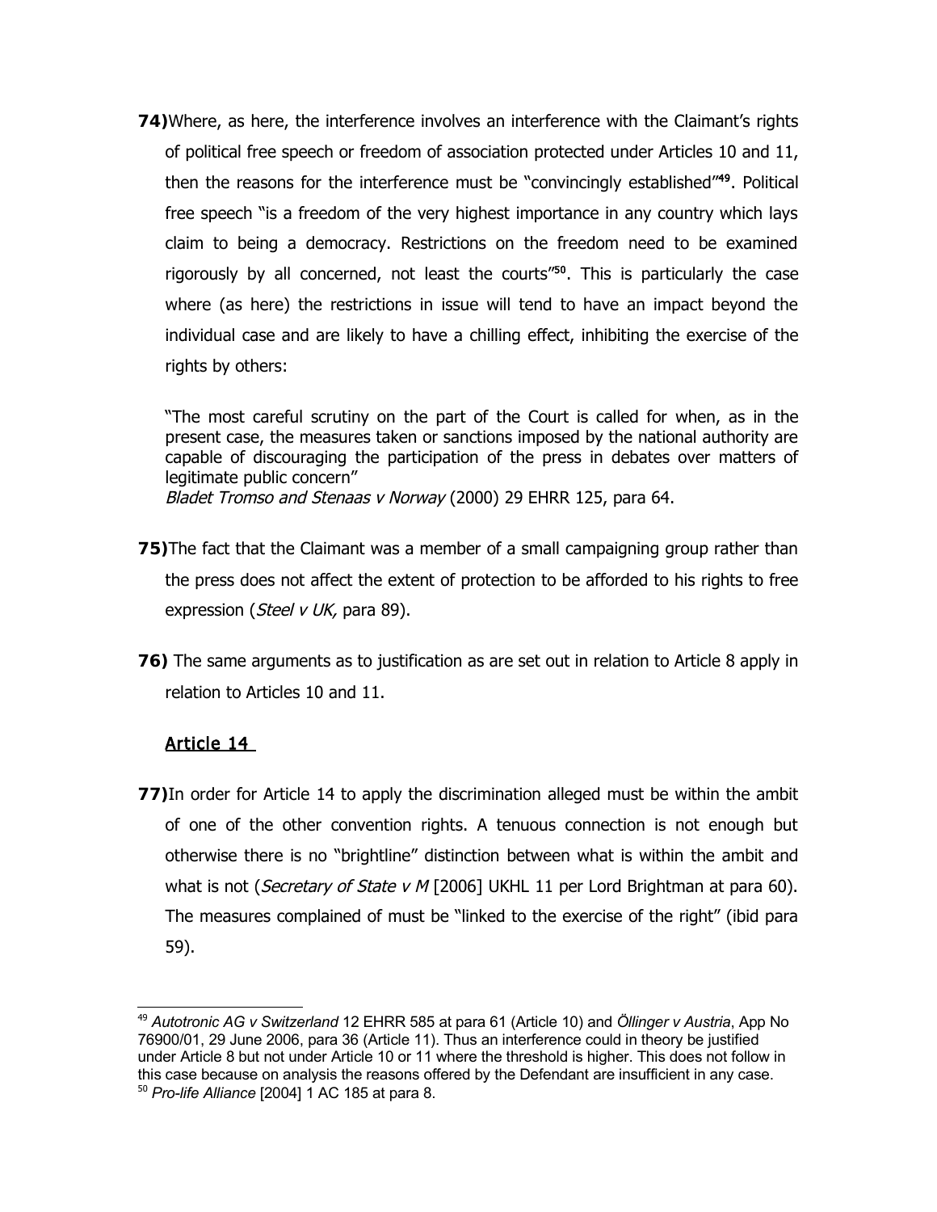**74)** Where, as here, the interference involves an interference with the Claimant's rights of political free speech or freedom of association protected under Articles 10 and 11, then the reasons for the interference must be "convincingly established"[49]. Political free speech "is a freedom of the very highest importance in any country which lays claim to being a democracy. Restrictions on the freedom need to be examined rigorously by all concerned, not least the courts"[50]. This is particularly the case where (as here) the restrictions in issue will tend to have an impact beyond the individual case and are likely to have a chilling effect, inhibiting the exercise of the rights by others:

> "The most careful scrutiny on the part of the Court is called for when, as in the present case, the measures taken or sanctions imposed by the national authority are capable of discouraging the participation of the press in debates over matters of legitimate public concern"
> *Bladet Tromso and Stenaas v Norway* (2000) 29 EHRR 125, para 64.

**75)** The fact that the Claimant was a member of a small campaigning group rather than the press does not affect the extent of protection to be afforded to his rights to free expression (*Steel v UK,* para 89).

**76)** The same arguments as to justification as are set out in relation to Article 8 apply in relation to Articles 10 and 11.

## Article 14

**77)** In order for Article 14 to apply the discrimination alleged must be within the ambit of one of the other convention rights. A tenuous connection is not enough but otherwise there is no "brightline" distinction between what is within the ambit and what is not (*Secretary of State v M* [2006] UKHL 11 per Lord Brightman at para 60). The measures complained of must be "linked to the exercise of the right" (ibid para 59).

---

[49] *Autotronic AG v Switzerland* 12 EHRR 585 at para 61 (Article 10) and *Öllinger v Austria*, App No 76900/01, 29 June 2006, para 36 (Article 11). Thus an interference could in theory be justified under Article 8 but not under Article 10 or 11 where the threshold is higher. This does not follow in this case because on analysis the reasons offered by the Defendant are insufficient in any case.

[50] *Pro-life Alliance* [2004] 1 AC 185 at para 8.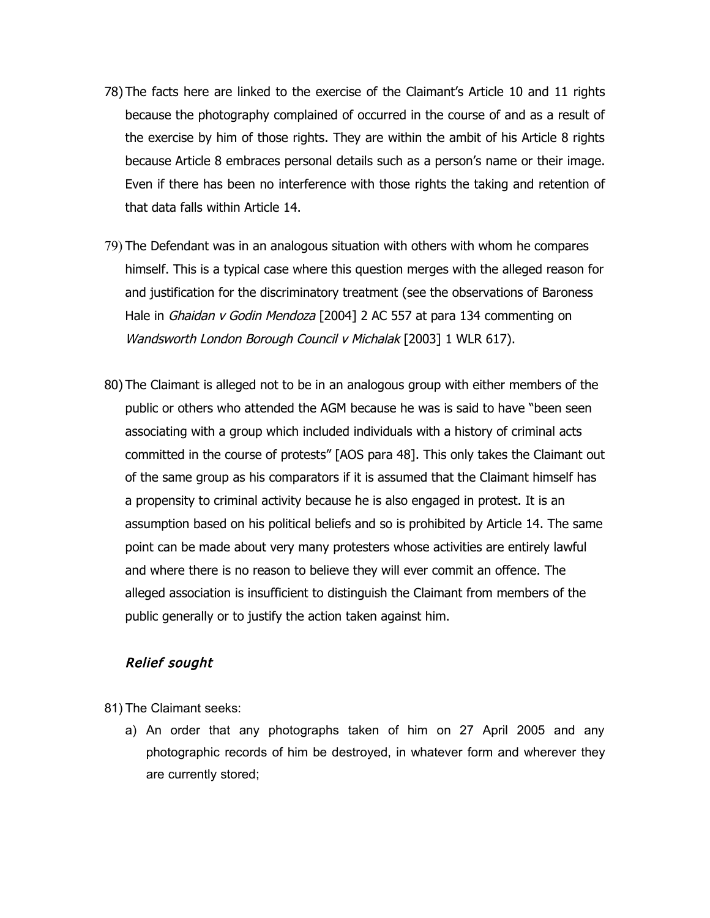78) The facts here are linked to the exercise of the Claimant's Article 10 and 11 rights because the photography complained of occurred in the course of and as a result of the exercise by him of those rights. They are within the ambit of his Article 8 rights because Article 8 embraces personal details such as a person's name or their image. Even if there has been no interference with those rights the taking and retention of that data falls within Article 14.

79) The Defendant was in an analogous situation with others with whom he compares himself. This is a typical case where this question merges with the alleged reason for and justification for the discriminatory treatment (see the observations of Baroness Hale in *Ghaidan v Godin Mendoza* [2004] 2 AC 557 at para 134 commenting on *Wandsworth London Borough Council v Michalak* [2003] 1 WLR 617).

80) The Claimant is alleged not to be in an analogous group with either members of the public or others who attended the AGM because he was is said to have "been seen associating with a group which included individuals with a history of criminal acts committed in the course of protests" [AOS para 48]. This only takes the Claimant out of the same group as his comparators if it is assumed that the Claimant himself has a propensity to criminal activity because he is also engaged in protest. It is an assumption based on his political beliefs and so is prohibited by Article 14. The same point can be made about very many protesters whose activities are entirely lawful and where there is no reason to believe they will ever commit an offence. The alleged association is insufficient to distinguish the Claimant from members of the public generally or to justify the action taken against him.

### *Relief sought*

81) The Claimant seeks:

a) An order that any photographs taken of him on 27 April 2005 and any photographic records of him be destroyed, in whatever form and wherever they are currently stored;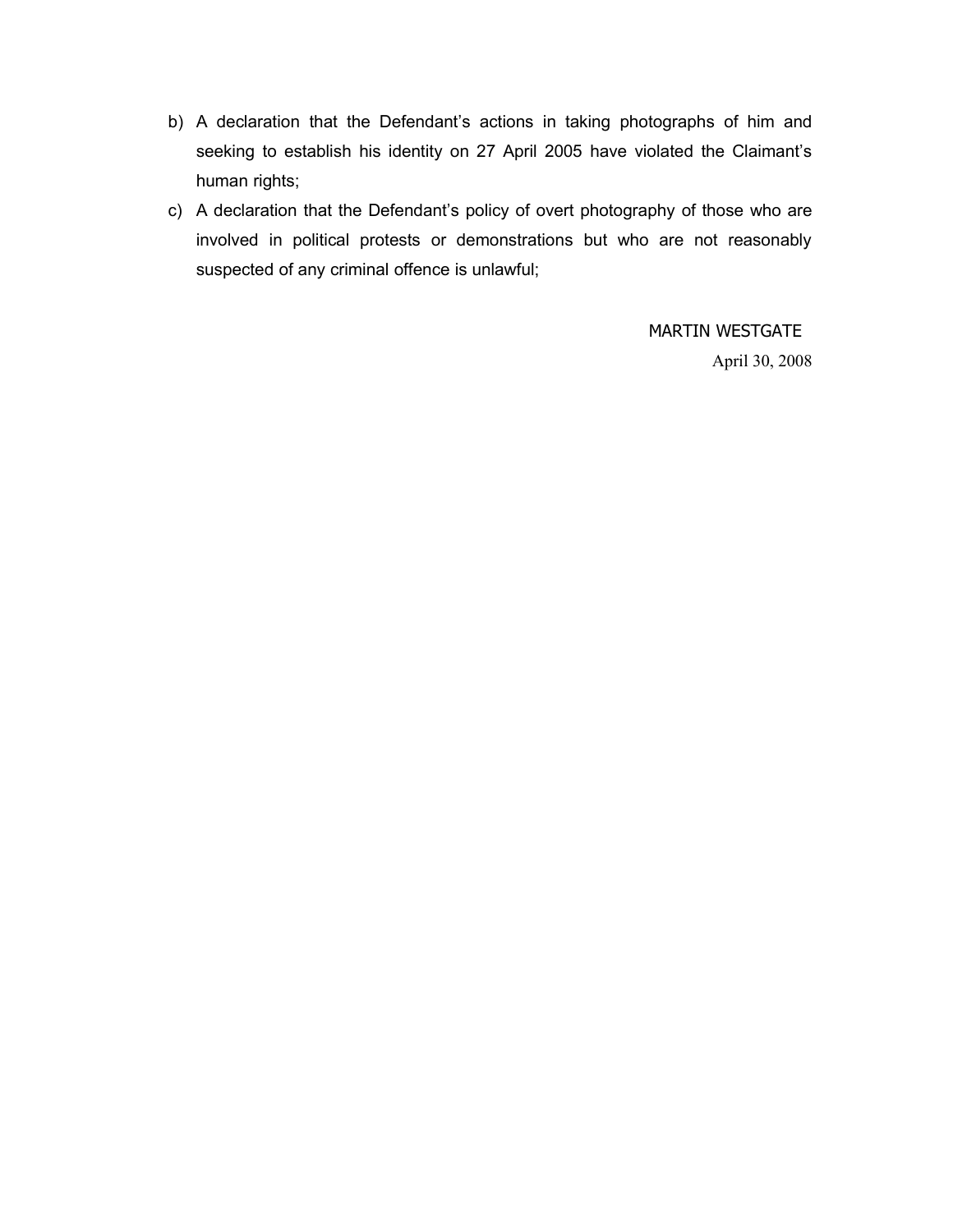b) A declaration that the Defendant's actions in taking photographs of him and seeking to establish his identity on 27 April 2005 have violated the Claimant's human rights;

c) A declaration that the Defendant's policy of overt photography of those who are involved in political protests or demonstrations but who are not reasonably suspected of any criminal offence is unlawful;

MARTIN WESTGATE

April 30, 2008